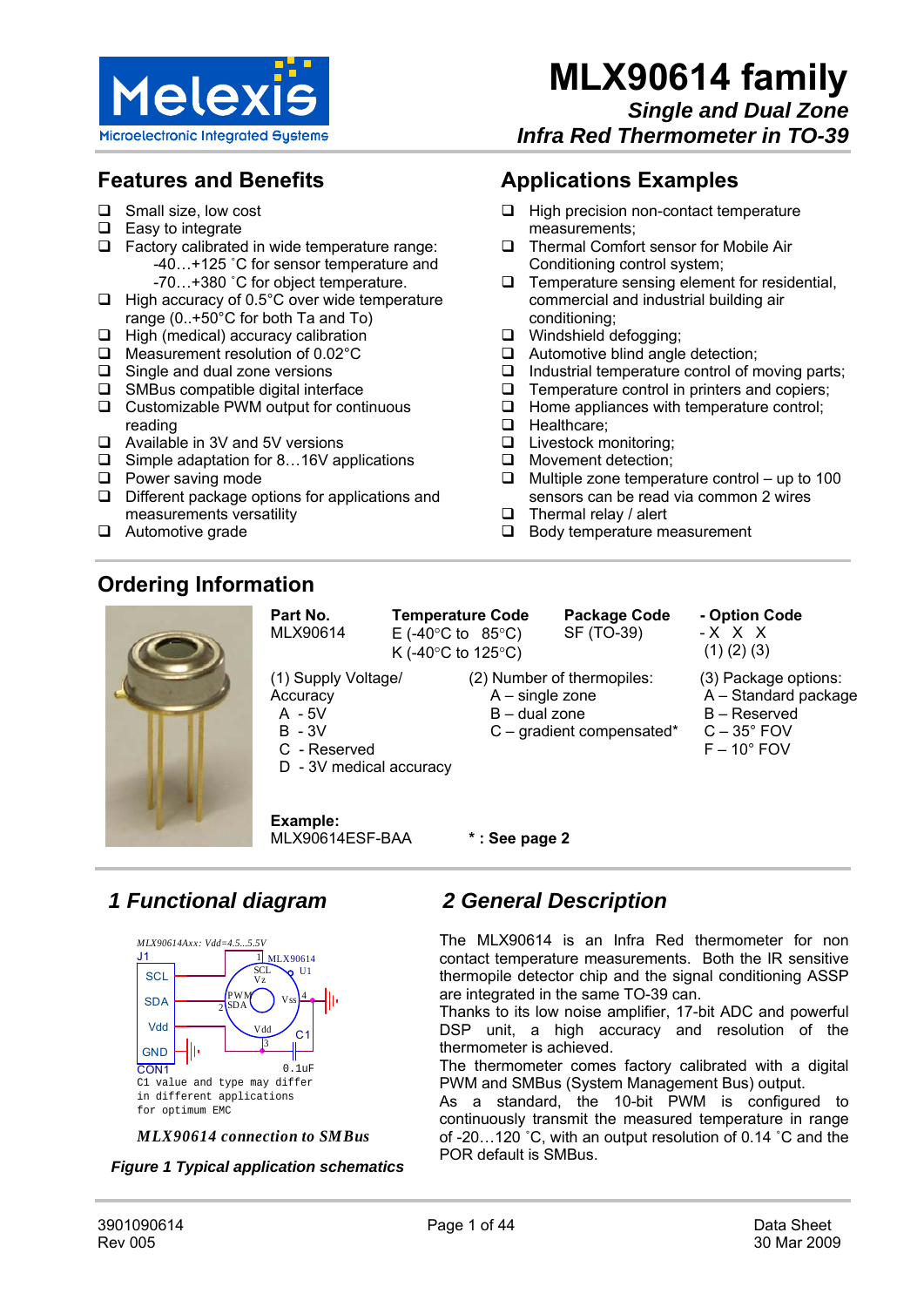# MLX90614 family

***Single and Dual Zone***
***Infra Red Thermometer in TO-39***

## Features and Benefits

- Small size, low cost
- Easy to integrate
- Factory calibrated in wide temperature range:
  -40…+125 ˚C for sensor temperature and
  -70…+380 ˚C for object temperature.
- High accuracy of 0.5°C over wide temperature range (0..+50°C for both Ta and To)
- High (medical) accuracy calibration
- Measurement resolution of 0.02°C
- Single and dual zone versions
- SMBus compatible digital interface
- Customizable PWM output for continuous reading
- Available in 3V and 5V versions
- Simple adaptation for 8…16V applications
- Power saving mode
- Different package options for applications and measurements versatility
- Automotive grade

## Applications Examples

- High precision non-contact temperature measurements;
- Thermal Comfort sensor for Mobile Air Conditioning control system;
- Temperature sensing element for residential, commercial and industrial building air conditioning;
- Windshield defogging;
- Automotive blind angle detection;
- Industrial temperature control of moving parts;
- Temperature control in printers and copiers;
- Home appliances with temperature control;
- Healthcare;
- Livestock monitoring;
- Movement detection;
- Multiple zone temperature control – up to 100 sensors can be read via common 2 wires
- Thermal relay / alert
- Body temperature measurement

## Ordering Information

| Part No. | Temperature Code | Package Code | - Option Code |
|---|---|---|---|
| MLX90614 | E (-40°C to 85°C)<br>K (-40°C to 125°C) | SF (TO-39) | - X X X<br>(1) (2) (3) |

(1) Supply Voltage/ Accuracy
- A - 5V
- B - 3V
- C - Reserved
- D - 3V medical accuracy

(2) Number of thermopiles:
- A – single zone
- B – dual zone
- C – gradient compensated*

(3) Package options:
- A – Standard package
- B – Reserved
- C – 35° FOV
- F – 10° FOV

**Example:**
MLX90614ESF-BAA

**\* : See page 2**

## *1 Functional diagram*

MLX90614Axx: Vdd=4.5...5.5V

J1: SCL, SDA, Vdd, GND — CON1

MLX90614 U1: 1 SCL Vz; 2 PWM SDA; 3 Vdd; 4 Vss

C1 0.1uF

C1 value and type may differ in different applications for optimum EMC

***MLX90614 connection to SMBus***

***Figure 1 Typical application schematics***

## *2 General Description*

The MLX90614 is an Infra Red thermometer for non contact temperature measurements. Both the IR sensitive thermopile detector chip and the signal conditioning ASSP are integrated in the same TO-39 can.

Thanks to its low noise amplifier, 17-bit ADC and powerful DSP unit, a high accuracy and resolution of the thermometer is achieved.

The thermometer comes factory calibrated with a digital PWM and SMBus (System Management Bus) output.

As a standard, the 10-bit PWM is configured to continuously transmit the measured temperature in range of -20…120 ˚C, with an output resolution of 0.14 ˚C and the POR default is SMBus.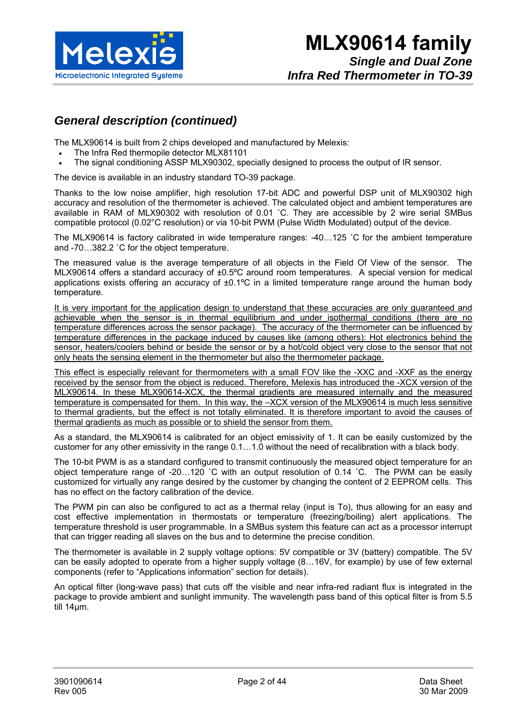## *General description (continued)*

The MLX90614 is built from 2 chips developed and manufactured by Melexis:

- The Infra Red thermopile detector MLX81101
- The signal conditioning ASSP MLX90302, specially designed to process the output of IR sensor.

The device is available in an industry standard TO-39 package.

Thanks to the low noise amplifier, high resolution 17-bit ADC and powerful DSP unit of MLX90302 high accuracy and resolution of the thermometer is achieved. The calculated object and ambient temperatures are available in RAM of MLX90302 with resolution of 0.01 ˚C. They are accessible by 2 wire serial SMBus compatible protocol (0.02°C resolution) or via 10-bit PWM (Pulse Width Modulated) output of the device.

The MLX90614 is factory calibrated in wide temperature ranges: -40…125 ˚C for the ambient temperature and -70…382.2 ˚C for the object temperature.

The measured value is the average temperature of all objects in the Field Of View of the sensor. The MLX90614 offers a standard accuracy of ±0.5ºC around room temperatures. A special version for medical applications exists offering an accuracy of ±0.1ºC in a limited temperature range around the human body temperature.

It is very important for the application design to understand that these accuracies are only guaranteed and achievable when the sensor is in thermal equilibrium and under isothermal conditions (there are no temperature differences across the sensor package). The accuracy of the thermometer can be influenced by temperature differences in the package induced by causes like (among others): Hot electronics behind the sensor, heaters/coolers behind or beside the sensor or by a hot/cold object very close to the sensor that not only heats the sensing element in the thermometer but also the thermometer package.

This effect is especially relevant for thermometers with a small FOV like the -XXC and -XXF as the energy received by the sensor from the object is reduced. Therefore, Melexis has introduced the -XCX version of the MLX90614. In these MLX90614-XCX, the thermal gradients are measured internally and the measured temperature is compensated for them. In this way, the –XCX version of the MLX90614 is much less sensitive to thermal gradients, but the effect is not totally eliminated. It is therefore important to avoid the causes of thermal gradients as much as possible or to shield the sensor from them.

As a standard, the MLX90614 is calibrated for an object emissivity of 1. It can be easily customized by the customer for any other emissivity in the range 0.1…1.0 without the need of recalibration with a black body.

The 10-bit PWM is as a standard configured to transmit continuously the measured object temperature for an object temperature range of -20…120 ˚C with an output resolution of 0.14 ˚C. The PWM can be easily customized for virtually any range desired by the customer by changing the content of 2 EEPROM cells. This has no effect on the factory calibration of the device.

The PWM pin can also be configured to act as a thermal relay (input is To), thus allowing for an easy and cost effective implementation in thermostats or temperature (freezing/boiling) alert applications. The temperature threshold is user programmable. In a SMBus system this feature can act as a processor interrupt that can trigger reading all slaves on the bus and to determine the precise condition.

The thermometer is available in 2 supply voltage options: 5V compatible or 3V (battery) compatible. The 5V can be easily adopted to operate from a higher supply voltage (8…16V, for example) by use of few external components (refer to “Applications information” section for details).

An optical filter (long-wave pass) that cuts off the visible and near infra-red radiant flux is integrated in the package to provide ambient and sunlight immunity. The wavelength pass band of this optical filter is from 5.5 till 14µm.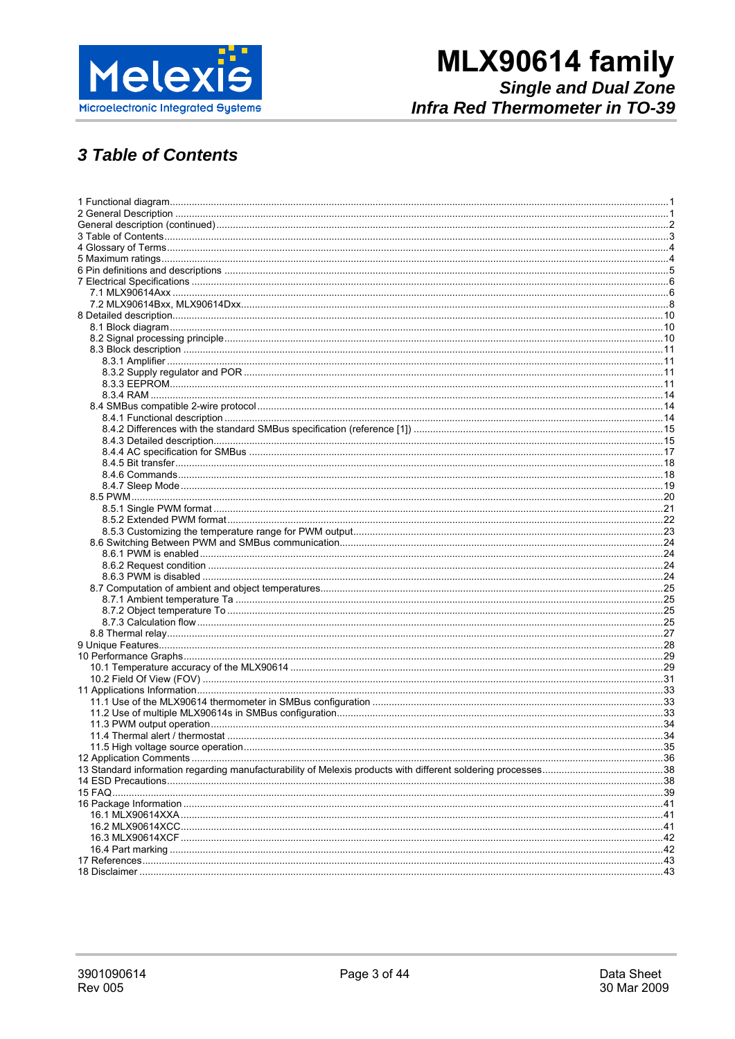# 3 Table of Contents

1 Functional diagram....1
2 General Description....1
General description (continued)....2
3 Table of Contents....3
4 Glossary of Terms....4
5 Maximum ratings....4
6 Pin definitions and descriptions....5
7 Electrical Specifications....6
- 7.1 MLX90614Axx....6
- 7.2 MLX90614Bxx, MLX90614Dxx....8

8 Detailed description....10
- 8.1 Block diagram....10
- 8.2 Signal processing principle....10
- 8.3 Block description....11
  - 8.3.1 Amplifier....11
  - 8.3.2 Supply regulator and POR....11
  - 8.3.3 EEPROM....11
  - 8.3.4 RAM....14
- 8.4 SMBus compatible 2-wire protocol....14
  - 8.4.1 Functional description....14
  - 8.4.2 Differences with the standard SMBus specification (reference [1])....15
  - 8.4.3 Detailed description....15
  - 8.4.4 AC specification for SMBus....17
  - 8.4.5 Bit transfer....18
  - 8.4.6 Commands....18
  - 8.4.7 Sleep Mode....19
- 8.5 PWM....20
  - 8.5.1 Single PWM format....21
  - 8.5.2 Extended PWM format....22
  - 8.5.3 Customizing the temperature range for PWM output....23
- 8.6 Switching Between PWM and SMBus communication....24
  - 8.6.1 PWM is enabled....24
  - 8.6.2 Request condition....24
  - 8.6.3 PWM is disabled....24
- 8.7 Computation of ambient and object temperatures....25
  - 8.7.1 Ambient temperature Ta....25
  - 8.7.2 Object temperature To....25
  - 8.7.3 Calculation flow....25
- 8.8 Thermal relay....27

9 Unique Features....28
10 Performance Graphs....29
- 10.1 Temperature accuracy of the MLX90614....29
- 10.2 Field Of View (FOV)....31

11 Applications Information....33
- 11.1 Use of the MLX90614 thermometer in SMBus configuration....33
- 11.2 Use of multiple MLX90614s in SMBus configuration....33
- 11.3 PWM output operation....34
- 11.4 Thermal alert / thermostat....34
- 11.5 High voltage source operation....35

12 Application Comments....36
13 Standard information regarding manufacturability of Melexis products with different soldering processes....38
14 ESD Precautions....38
15 FAQ....39
16 Package Information....41
- 16.1 MLX90614XXA....41
- 16.2 MLX90614XCC....41
- 16.3 MLX90614XCF....42
- 16.4 Part marking....42

17 References....43
18 Disclaimer....43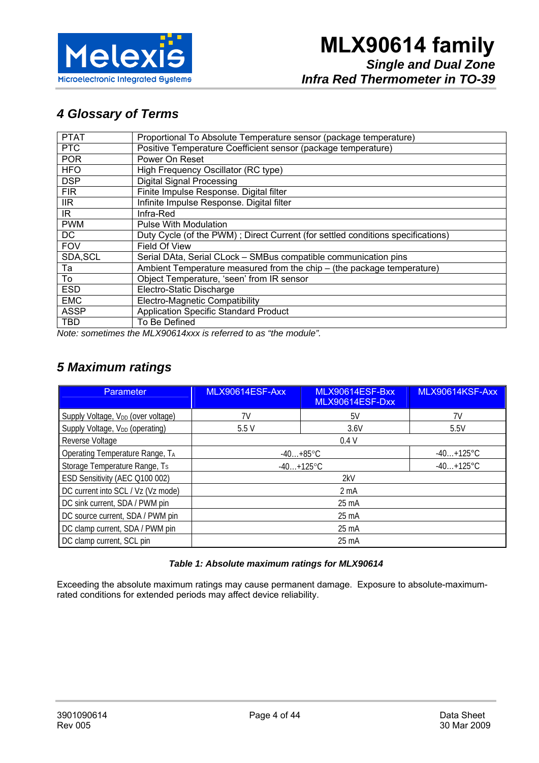## 4 Glossary of Terms

| | |
|---|---|
| PTAT | Proportional To Absolute Temperature sensor (package temperature) |
| PTC | Positive Temperature Coefficient sensor (package temperature) |
| POR | Power On Reset |
| HFO | High Frequency Oscillator (RC type) |
| DSP | Digital Signal Processing |
| FIR | Finite Impulse Response. Digital filter |
| IIR | Infinite Impulse Response. Digital filter |
| IR | Infra-Red |
| PWM | Pulse With Modulation |
| DC | Duty Cycle (of the PWM) ; Direct Current (for settled conditions specifications) |
| FOV | Field Of View |
| SDA,SCL | Serial DAta, Serial CLock – SMBus compatible communication pins |
| Ta | Ambient Temperature measured from the chip – (the package temperature) |
| To | Object Temperature, 'seen' from IR sensor |
| ESD | Electro-Static Discharge |
| EMC | Electro-Magnetic Compatibility |
| ASSP | Application Specific Standard Product |
| TBD | To Be Defined |

*Note: sometimes the MLX90614xxx is referred to as "the module".*

## 5 Maximum ratings

| Parameter | MLX90614ESF-Axx | MLX90614ESF-Bxx MLX90614ESF-Dxx | MLX90614KSF-Axx |
|---|---|---|---|
| Supply Voltage, $V_{DD}$ (over voltage) | 7V | 5V | 7V |
| Supply Voltage, $V_{DD}$ (operating) | 5.5 V | 3.6V | 5.5V |
| Reverse Voltage | 0.4 V | | |
| Operating Temperature Range, $T_A$ | -40…+85°C | | -40…+125°C |
| Storage Temperature Range, $T_S$ | -40…+125°C | | -40…+125°C |
| ESD Sensitivity (AEC Q100 002) | 2kV | | |
| DC current into SCL / Vz (Vz mode) | 2 mA | | |
| DC sink current, SDA / PWM pin | 25 mA | | |
| DC source current, SDA / PWM pin | 25 mA | | |
| DC clamp current, SDA / PWM pin | 25 mA | | |
| DC clamp current, SCL pin | 25 mA | | |

***Table 1: Absolute maximum ratings for MLX90614***

Exceeding the absolute maximum ratings may cause permanent damage. Exposure to absolute-maximum-rated conditions for extended periods may affect device reliability.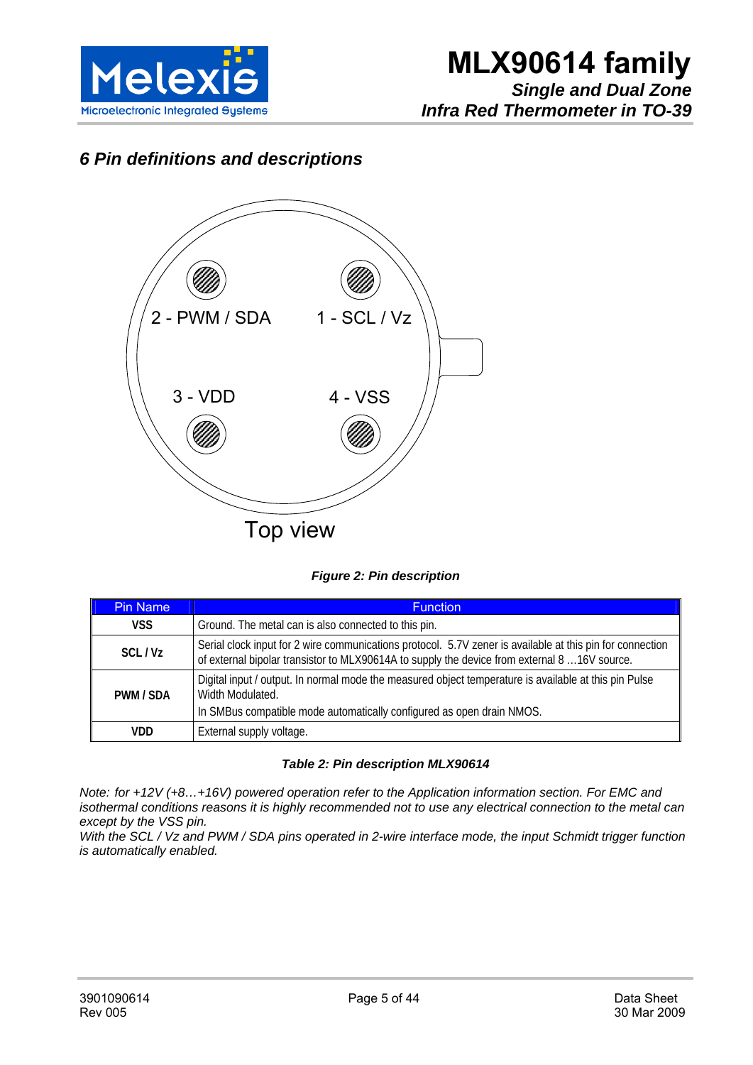## 6 Pin definitions and descriptions

2 - PWM / SDA    1 - SCL / Vz

3 - VDD    4 - VSS

Top view

***Figure 2: Pin description***

| Pin Name | Function |
|---|---|
| **VSS** | Ground. The metal can is also connected to this pin. |
| **SCL / Vz** | Serial clock input for 2 wire communications protocol. 5.7V zener is available at this pin for connection of external bipolar transistor to MLX90614A to supply the device from external 8 …16V source. |
| **PWM / SDA** | Digital input / output. In normal mode the measured object temperature is available at this pin Pulse Width Modulated. In SMBus compatible mode automatically configured as open drain NMOS. |
| **VDD** | External supply voltage. |

***Table 2: Pin description MLX90614***

*Note: for +12V (+8…+16V) powered operation refer to the Application information section. For EMC and isothermal conditions reasons it is highly recommended not to use any electrical connection to the metal can except by the VSS pin.*
*With the SCL / Vz and PWM / SDA pins operated in 2-wire interface mode, the input Schmidt trigger function is automatically enabled.*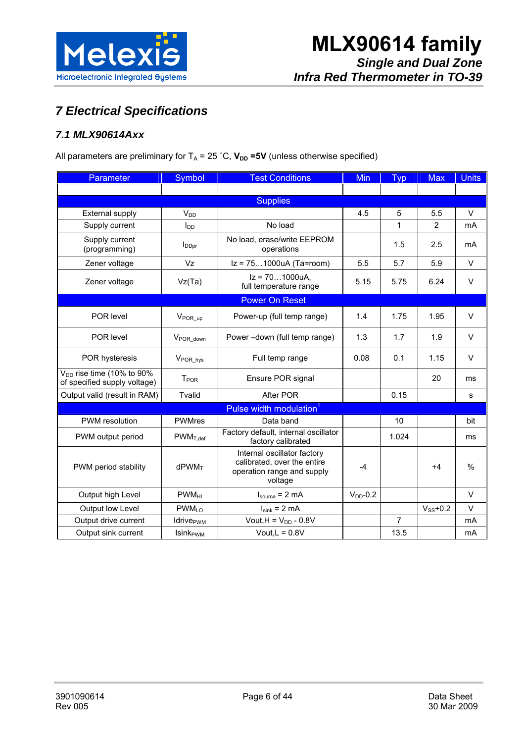# 7 Electrical Specifications

## 7.1 MLX90614Axx

All parameters are preliminary for $T_A$ = 25 ˚C, $\mathbf{V_{DD}}$ **=5V** (unless otherwise specified)

| Parameter | Symbol | Test Conditions | Min | Typ | Max | Units |
|---|---|---|---|---|---|---|
| | | | | | | |
| **Supplies** | | | | | | |
| External supply | $V_{DD}$ | | 4.5 | 5 | 5.5 | V |
| Supply current | $I_{DD}$ | No load | | 1 | 2 | mA |
| Supply current (programming) | $I_{DDpr}$ | No load, erase/write EEPROM operations | | 1.5 | 2.5 | mA |
| Zener voltage | Vz | Iz = 75…1000uA (Ta=room) | 5.5 | 5.7 | 5.9 | V |
| Zener voltage | Vz(Ta) | Iz = 70…1000uA, full temperature range | 5.15 | 5.75 | 6.24 | V |
| **Power On Reset** | | | | | | |
| POR level | $V_{POR\_up}$ | Power-up (full temp range) | 1.4 | 1.75 | 1.95 | V |
| POR level | $V_{POR\_down}$ | Power –down (full temp range) | 1.3 | 1.7 | 1.9 | V |
| POR hysteresis | $V_{POR\_hys}$ | Full temp range | 0.08 | 0.1 | 1.15 | V |
| $V_{DD}$ rise time (10% to 90% of specified supply voltage) | $T_{POR}$ | Ensure POR signal | | | 20 | ms |
| Output valid (result in RAM) | Tvalid | After POR | | 0.15 | | s |
| **Pulse width modulation**[1] | | | | | | |
| PWM resolution | PWMres | Data band | | 10 | | bit |
| PWM output period | $PWM_{T,def}$ | Factory default, internal oscillator factory calibrated | | 1.024 | | ms |
| PWM period stability | $dPWM_T$ | Internal oscillator factory calibrated, over the entire operation range and supply voltage | -4 | | +4 | % |
| Output high Level | $PWM_{HI}$ | $I_{source}$ = 2 mA | $V_{DD}$-0.2 | | | V |
| Output low Level | $PWM_{LO}$ | $I_{sink}$ = 2 mA | | | $V_{SS}$+0.2 | V |
| Output drive current | $Idrive_{PWM}$ | Vout,H = $V_{DD}$ - 0.8V | | 7 | | mA |
| Output sink current | $Isink_{PWM}$ | Vout,L = 0.8V | | 13.5 | | mA |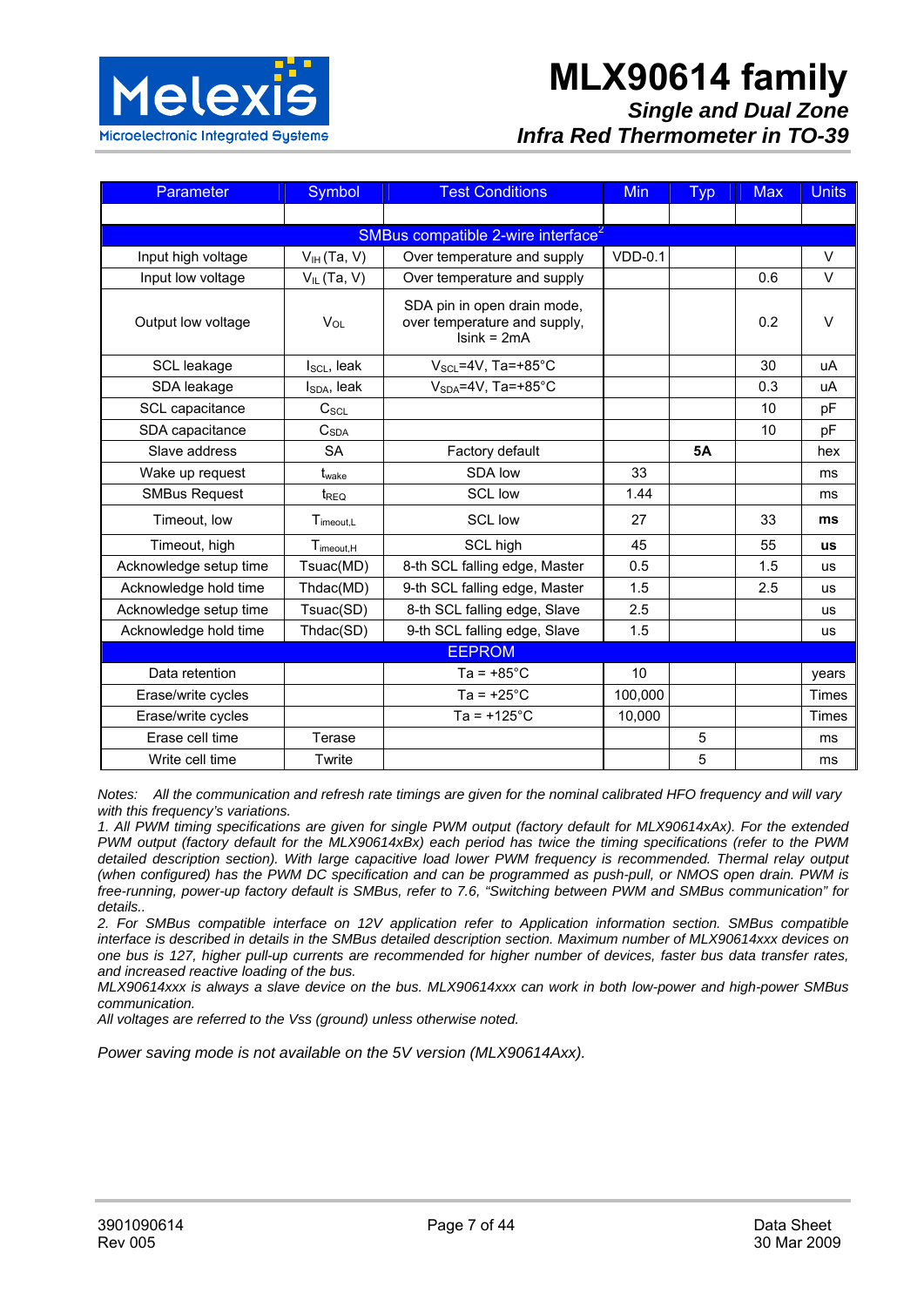| Parameter | Symbol | Test Conditions | Min | Typ | Max | Units |
|---|---|---|---|---|---|---|
| | | | | | | |
| **SMBus compatible 2-wire interface[2]** | | | | | | |
| Input high voltage | $V_{IH}$ (Ta, V) | Over temperature and supply | VDD-0.1 | | | V |
| Input low voltage | $V_{IL}$ (Ta, V) | Over temperature and supply | | | 0.6 | V |
| Output low voltage | $V_{OL}$ | SDA pin in open drain mode, over temperature and supply, Isink = 2mA | | | 0.2 | V |
| SCL leakage | $I_{SCL}$, leak | $V_{SCL}$=4V, Ta=+85°C | | | 30 | uA |
| SDA leakage | $I_{SDA}$, leak | $V_{SDA}$=4V, Ta=+85°C | | | 0.3 | uA |
| SCL capacitance | $C_{SCL}$ | | | | 10 | pF |
| SDA capacitance | $C_{SDA}$ | | | | 10 | pF |
| Slave address | SA | Factory default | | **5A** | | hex |
| Wake up request | $t_{wake}$ | SDA low | 33 | | | ms |
| SMBus Request | $t_{REQ}$ | SCL low | 1.44 | | | ms |
| Timeout, low | $T_{imeout,L}$ | SCL low | 27 | | 33 | **ms** |
| Timeout, high | $T_{imeout,H}$ | SCL high | 45 | | 55 | **us** |
| Acknowledge setup time | Tsuac(MD) | 8-th SCL falling edge, Master | 0.5 | | 1.5 | us |
| Acknowledge hold time | Thdac(MD) | 9-th SCL falling edge, Master | 1.5 | | 2.5 | us |
| Acknowledge setup time | Tsuac(SD) | 8-th SCL falling edge, Slave | 2.5 | | | us |
| Acknowledge hold time | Thdac(SD) | 9-th SCL falling edge, Slave | 1.5 | | | us |
| **EEPROM** | | | | | | |
| Data retention | | Ta = +85°C | 10 | | | years |
| Erase/write cycles | | Ta = +25°C | 100,000 | | | Times |
| Erase/write cycles | | Ta = +125°C | 10,000 | | | Times |
| Erase cell time | Terase | | | 5 | | ms |
| Write cell time | Twrite | | | 5 | | ms |

*Notes: All the communication and refresh rate timings are given for the nominal calibrated HFO frequency and will vary with this frequency's variations.*

*1. All PWM timing specifications are given for single PWM output (factory default for MLX90614xAx). For the extended PWM output (factory default for the MLX90614xBx) each period has twice the timing specifications (refer to the PWM detailed description section). With large capacitive load lower PWM frequency is recommended. Thermal relay output (when configured) has the PWM DC specification and can be programmed as push-pull, or NMOS open drain. PWM is free-running, power-up factory default is SMBus, refer to 7.6, "Switching between PWM and SMBus communication" for details..*

*2. For SMBus compatible interface on 12V application refer to Application information section. SMBus compatible interface is described in details in the SMBus detailed description section. Maximum number of MLX90614xxx devices on one bus is 127, higher pull-up currents are recommended for higher number of devices, faster bus data transfer rates, and increased reactive loading of the bus.*

*MLX90614xxx is always a slave device on the bus. MLX90614xxx can work in both low-power and high-power SMBus communication.*

*All voltages are referred to the Vss (ground) unless otherwise noted.*

*Power saving mode is not available on the 5V version (MLX90614Axx).*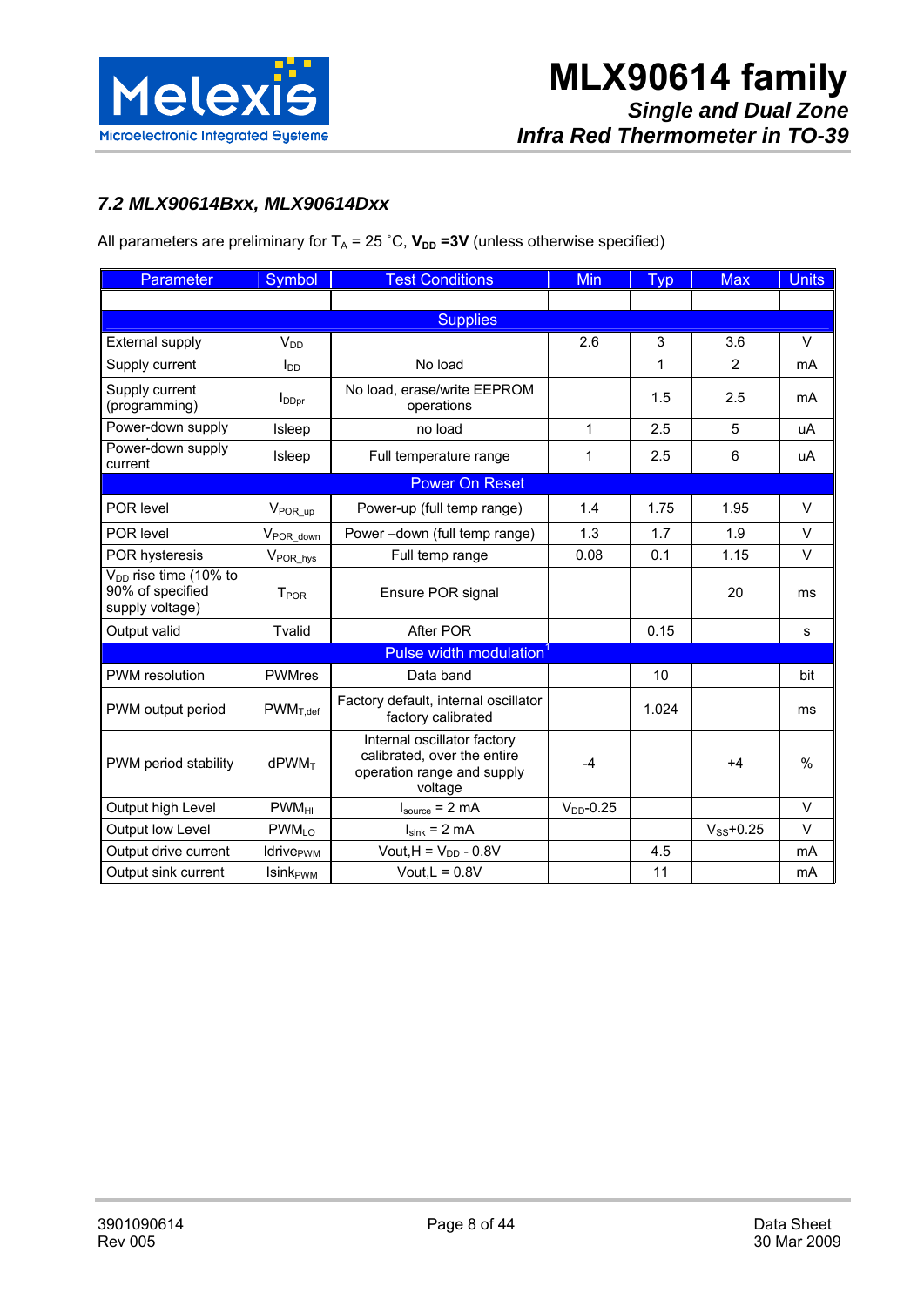### 7.2 MLX90614Bxx, MLX90614Dxx

All parameters are preliminary for $T_A$ = 25 ˚C, **$V_{DD}$ =3V** (unless otherwise specified)

| Parameter | Symbol | Test Conditions | Min | Typ | Max | Units |
|---|---|---|---|---|---|---|
| | | | | | | |
| **Supplies** | | | | | | |
| External supply | $V_{DD}$ | | 2.6 | 3 | 3.6 | V |
| Supply current | $I_{DD}$ | No load | | 1 | 2 | mA |
| Supply current (programming) | $I_{DDpr}$ | No load, erase/write EEPROM operations | | 1.5 | 2.5 | mA |
| Power-down supply | Isleep | no load | 1 | 2.5 | 5 | uA |
| Power-down supply current | Isleep | Full temperature range | 1 | 2.5 | 6 | uA |
| **Power On Reset** | | | | | | |
| POR level | $V_{POR\_up}$ | Power-up (full temp range) | 1.4 | 1.75 | 1.95 | V |
| POR level | $V_{POR\_down}$ | Power –down (full temp range) | 1.3 | 1.7 | 1.9 | V |
| POR hysteresis | $V_{POR\_hys}$ | Full temp range | 0.08 | 0.1 | 1.15 | V |
| $V_{DD}$ rise time (10% to 90% of specified supply voltage) | $T_{POR}$ | Ensure POR signal | | | 20 | ms |
| Output valid | Tvalid | After POR | | 0.15 | | s |
| **Pulse width modulation**[1] | | | | | | |
| PWM resolution | PWMres | Data band | | 10 | | bit |
| PWM output period | $PWM_{T,def}$ | Factory default, internal oscillator factory calibrated | | 1.024 | | ms |
| PWM period stability | $dPWM_T$ | Internal oscillator factory calibrated, over the entire operation range and supply voltage | -4 | | +4 | % |
| Output high Level | $PWM_{HI}$ | $I_{source}$ = 2 mA | $V_{DD}$-0.25 | | | V |
| Output low Level | $PWM_{LO}$ | $I_{sink}$ = 2 mA | | | $V_{SS}$+0.25 | V |
| Output drive current | $Idrive_{PWM}$ | Vout,H = $V_{DD}$ - 0.8V | | 4.5 | | mA |
| Output sink current | $Isink_{PWM}$ | Vout,L = 0.8V | | 11 | | mA |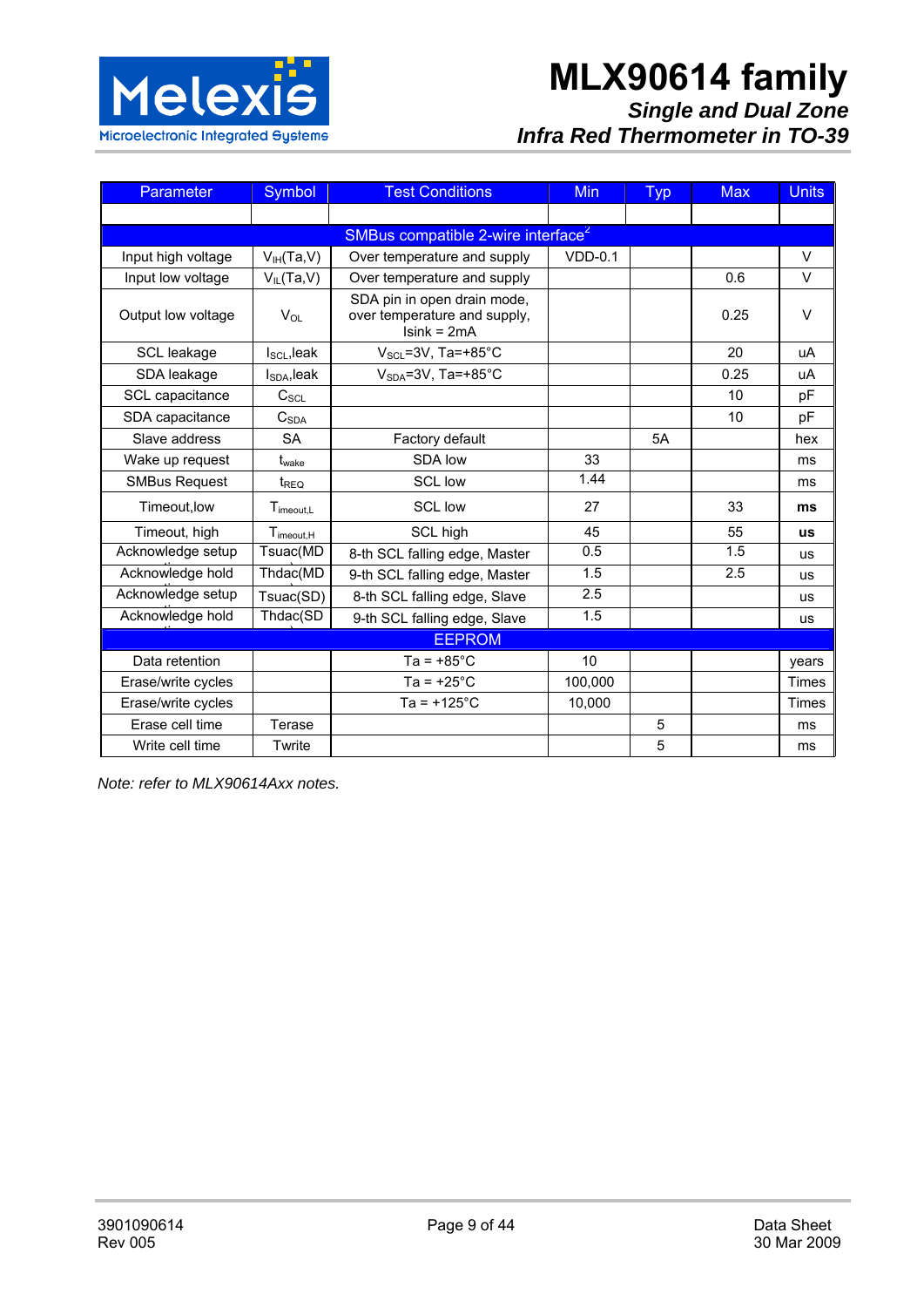| Parameter | Symbol | Test Conditions | Min | Typ | Max | Units |
|---|---|---|---|---|---|---|
| | | | | | | |
| SMBus compatible 2-wire interface[2] | | | | | | |
| Input high voltage | $V_{IH}$(Ta,V) | Over temperature and supply | VDD-0.1 | | | V |
| Input low voltage | $V_{IL}$(Ta,V) | Over temperature and supply | | | 0.6 | V |
| Output low voltage | $V_{OL}$ | SDA pin in open drain mode, over temperature and supply, Isink = 2mA | | | 0.25 | V |
| SCL leakage | $I_{SCL}$,leak | $V_{SCL}$=3V, Ta=+85°C | | | 20 | uA |
| SDA leakage | $I_{SDA}$,leak | $V_{SDA}$=3V, Ta=+85°C | | | 0.25 | uA |
| SCL capacitance | $C_{SCL}$ | | | | 10 | pF |
| SDA capacitance | $C_{SDA}$ | | | | 10 | pF |
| Slave address | SA | Factory default | | 5A | | hex |
| Wake up request | $t_{wake}$ | SDA low | 33 | | | ms |
| SMBus Request | $t_{REQ}$ | SCL low | 1.44 | | | ms |
| Timeout,low | $T_{imeout,L}$ | SCL low | 27 | | 33 | **ms** |
| Timeout, high | $T_{imeout,H}$ | SCL high | 45 | | 55 | **us** |
| Acknowledge setup | Tsuac(MD) | 8-th SCL falling edge, Master | 0.5 | | 1.5 | us |
| Acknowledge hold | Thdac(MD) | 9-th SCL falling edge, Master | 1.5 | | 2.5 | us |
| Acknowledge setup | Tsuac(SD) | 8-th SCL falling edge, Slave | 2.5 | | | us |
| Acknowledge hold | Thdac(SD) | 9-th SCL falling edge, Slave | 1.5 | | | us |
| EEPROM | | | | | | |
| Data retention | | Ta = +85°C | 10 | | | years |
| Erase/write cycles | | Ta = +25°C | 100,000 | | | Times |
| Erase/write cycles | | Ta = +125°C | 10,000 | | | Times |
| Erase cell time | Terase | | | 5 | | ms |
| Write cell time | Twrite | | | 5 | | ms |

*Note: refer to MLX90614Axx notes.*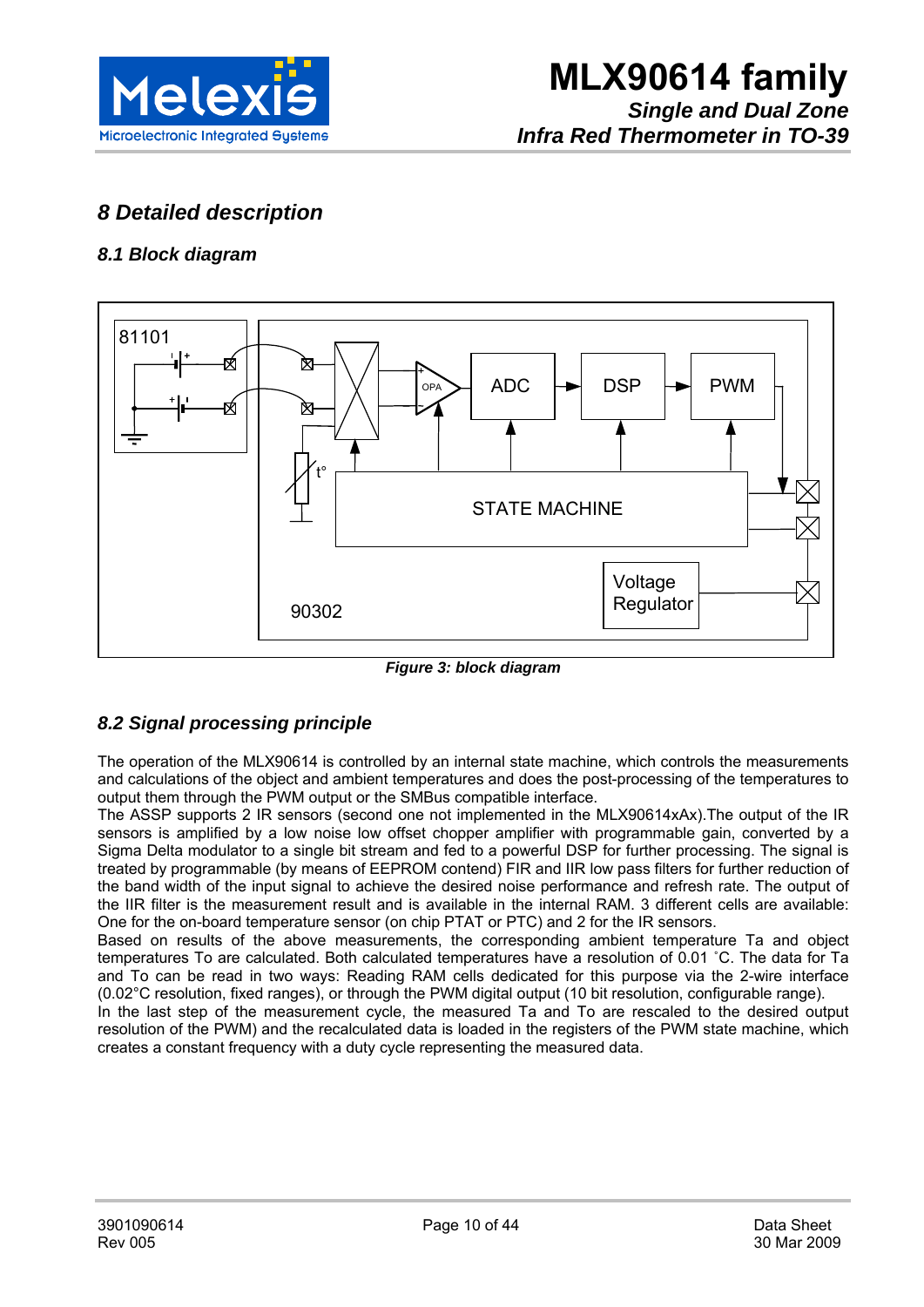# 8 Detailed description

## 8.1 Block diagram

Figure 3: block diagram

## 8.2 Signal processing principle

The operation of the MLX90614 is controlled by an internal state machine, which controls the measurements and calculations of the object and ambient temperatures and does the post-processing of the temperatures to output them through the PWM output or the SMBus compatible interface.

The ASSP supports 2 IR sensors (second one not implemented in the MLX90614xAx).The output of the IR sensors is amplified by a low noise low offset chopper amplifier with programmable gain, converted by a Sigma Delta modulator to a single bit stream and fed to a powerful DSP for further processing. The signal is treated by programmable (by means of EEPROM contend) FIR and IIR low pass filters for further reduction of the band width of the input signal to achieve the desired noise performance and refresh rate. The output of the IIR filter is the measurement result and is available in the internal RAM. 3 different cells are available: One for the on-board temperature sensor (on chip PTAT or PTC) and 2 for the IR sensors.

Based on results of the above measurements, the corresponding ambient temperature Ta and object temperatures To are calculated. Both calculated temperatures have a resolution of 0.01 ˚C. The data for Ta and To can be read in two ways: Reading RAM cells dedicated for this purpose via the 2-wire interface (0.02°C resolution, fixed ranges), or through the PWM digital output (10 bit resolution, configurable range).

In the last step of the measurement cycle, the measured Ta and To are rescaled to the desired output resolution of the PWM) and the recalculated data is loaded in the registers of the PWM state machine, which creates a constant frequency with a duty cycle representing the measured data.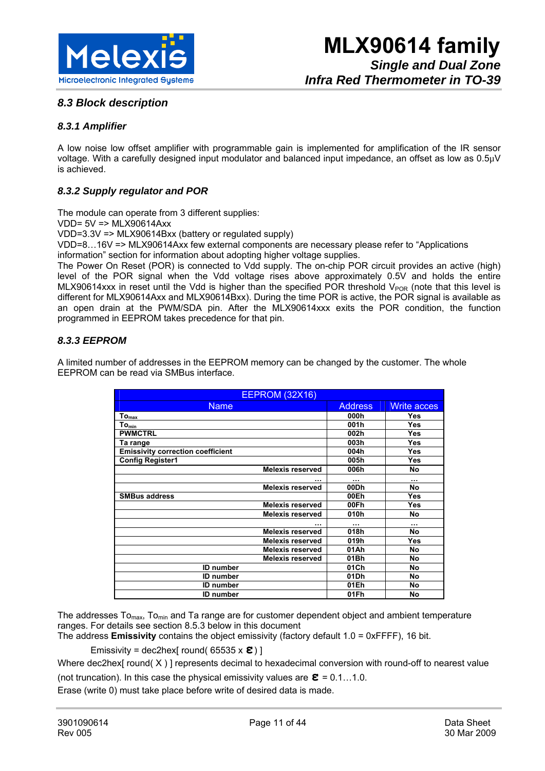### 8.3 Block description

#### 8.3.1 Amplifier

A low noise low offset amplifier with programmable gain is implemented for amplification of the IR sensor voltage. With a carefully designed input modulator and balanced input impedance, an offset as low as 0.5µV is achieved.

#### 8.3.2 Supply regulator and POR

The module can operate from 3 different supplies:
VDD= 5V => MLX90614Axx
VDD=3.3V => MLX90614Bxx (battery or regulated supply)
VDD=8…16V => MLX90614Axx few external components are necessary please refer to "Applications information" section for information about adopting higher voltage supplies.
The Power On Reset (POR) is connected to Vdd supply. The on-chip POR circuit provides an active (high) level of the POR signal when the Vdd voltage rises above approximately 0.5V and holds the entire MLX90614xxx in reset until the Vdd is higher than the specified POR threshold $V_{POR}$ (note that this level is different for MLX90614Axx and MLX90614Bxx). During the time POR is active, the POR signal is available as an open drain at the PWM/SDA pin. After the MLX90614xxx exits the POR condition, the function programmed in EEPROM takes precedence for that pin.

#### 8.3.3 EEPROM

A limited number of addresses in the EEPROM memory can be changed by the customer. The whole EEPROM can be read via SMBus interface.

| EEPROM (32X16) | | |
|---|---|---|
| Name | Address | Write acces |
| $To_{max}$ | 000h | Yes |
| $To_{min}$ | 001h | Yes |
| PWMCTRL | 002h | Yes |
| Ta range | 003h | Yes |
| Emissivity correction coefficient | 004h | Yes |
| Config Register1 | 005h | Yes |
| Melexis reserved | 006h | No |
| … | … | … |
| Melexis reserved | 00Dh | No |
| SMBus address | 00Eh | Yes |
| Melexis reserved | 00Fh | Yes |
| Melexis reserved | 010h | No |
| … | … | … |
| Melexis reserved | 018h | No |
| Melexis reserved | 019h | Yes |
| Melexis reserved | 01Ah | No |
| Melexis reserved | 01Bh | No |
| ID number | 01Ch | No |
| ID number | 01Dh | No |
| ID number | 01Eh | No |
| ID number | 01Fh | No |

The addresses $To_{max}$, $To_{min}$ and Ta range are for customer dependent object and ambient temperature ranges. For details see section 8.5.3 below in this document
The address **Emissivity** contains the object emissivity (factory default 1.0 = 0xFFFF), 16 bit.

$$\text{Emissivity} = \text{dec2hex}[\ \text{round}(\ 65535 \times \boldsymbol{\varepsilon}\ )\ ]$$

Where dec2hex[ round( X ) ] represents decimal to hexadecimal conversion with round-off to nearest value (not truncation). In this case the physical emissivity values are $\boldsymbol{\varepsilon} = 0.1 \ldots 1.0$.
Erase (write 0) must take place before write of desired data is made.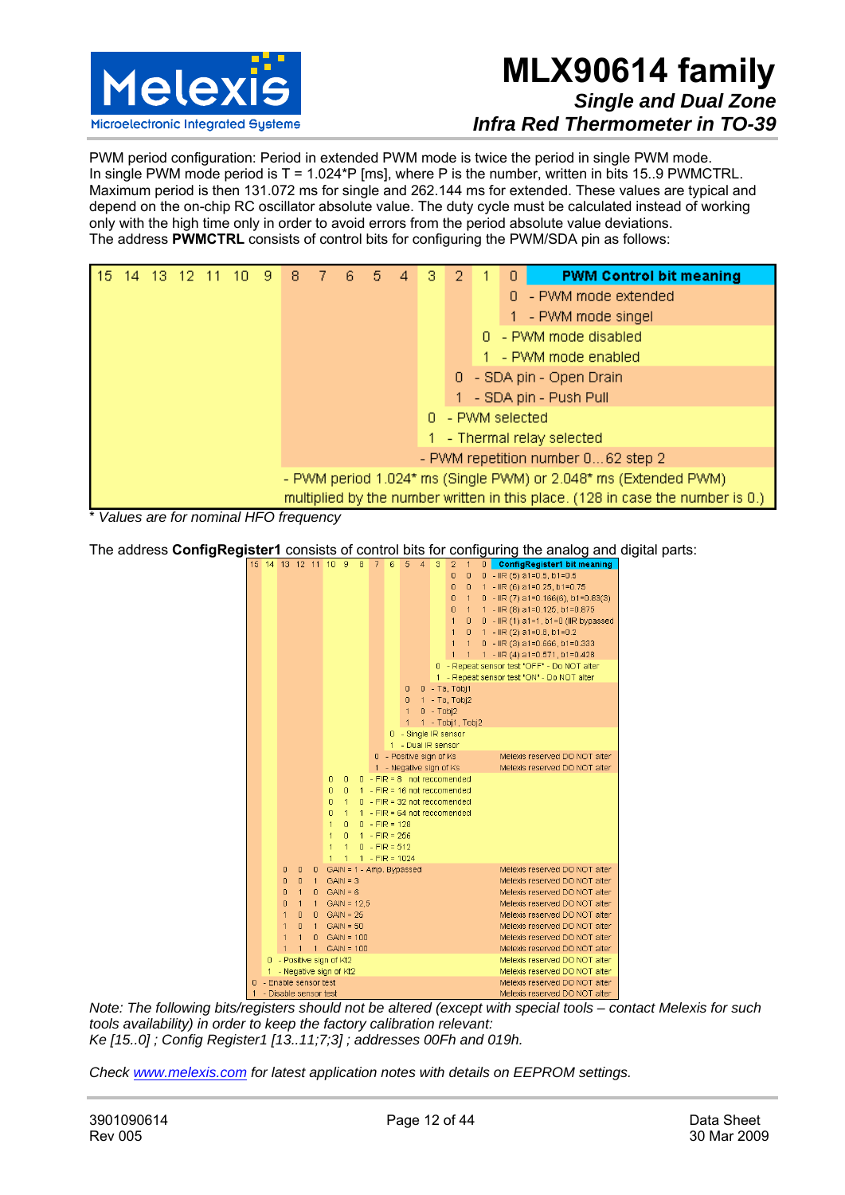PWM period configuration: Period in extended PWM mode is twice the period in single PWM mode.
In single PWM mode period is T = 1.024*P [ms], where P is the number, written in bits 15..9 PWMCTRL. Maximum period is then 131.072 ms for single and 262.144 ms for extended. These values are typical and depend on the on-chip RC oscillator absolute value. The duty cycle must be calculated instead of working only with the high time only in order to avoid errors from the period absolute value deviations.
The address **PWMCTRL** consists of control bits for configuring the PWM/SDA pin as follows:

| Bits | Value | PWM Control bit meaning |
|---|---|---|
| 0 | 0 | PWM mode extended |
| 0 | 1 | PWM mode singel |
| 1 | 0 | PWM mode disabled |
| 1 | 1 | PWM mode enabled |
| 2 | 0 | SDA pin - Open Drain |
| 2 | 1 | SDA pin - Push Pull |
| 3 | 0 | PWM selected |
| 3 | 1 | Thermal relay selected |
| 8..4 | | PWM repetition number 0…62 step 2 |
| 15..9 | | PWM period 1.024* ms (Single PWM) or 2.048* ms (Extended PWM) multiplied by the number written in this place. (128 in case the number is 0.) |

\* *Values are for nominal HFO frequency*

The address **ConfigRegister1** consists of control bits for configuring the analog and digital parts:

| Bits | Value | ConfigRegister1 bit meaning | |
|---|---|---|---|
| 2..0 | 0 0 0 | IIR (5) a1=0.5, b1=0.5 | |
| 2..0 | 0 0 1 | IIR (6) a1=0.25, b1=0.75 | |
| 2..0 | 0 1 0 | IIR (7) a1=0.166(6), b1=0.83(3) | |
| 2..0 | 0 1 1 | IIR (8) a1=0.125, b1=0.875 | |
| 2..0 | 1 0 0 | IIR (1) a1=1, b1=0 (IIR bypassed) | |
| 2..0 | 1 0 1 | IIR (2) a1=0.8, b1=0.2 | |
| 2..0 | 1 1 0 | IIR (3) a1=0.666, b1=0.333 | |
| 2..0 | 1 1 1 | IIR (4) a1=0.571, b1=0.428 | |
| 3 | 0 | Repeat sensor test "OFF" - Do NOT alter | |
| 3 | 1 | Repeat sensor test "ON" - Do NOT alter | |
| 5..4 | 0 0 | Ta, Tobj1 | |
| 5..4 | 0 1 | Ta, Tobj2 | |
| 5..4 | 1 0 | Tobj2 | |
| 5..4 | 1 1 | Tobj1, Tobj2 | |
| 6 | 0 | Single IR sensor | |
| 6 | 1 | Dual IR sensor | |
| 7 | 0 | Positive sign of Ks | Melexis reserved DO NOT alter |
| 7 | 1 | Negative sign of Ks | Melexis reserved DO NOT alter |
| 10..8 | 0 0 0 | FIR = 8 not reccomended | |
| 10..8 | 0 0 1 | FIR = 16 not reccomended | |
| 10..8 | 0 1 0 | FIR = 32 not reccomended | |
| 10..8 | 0 1 1 | FIR = 64 not reccomended | |
| 10..8 | 1 0 0 | FIR = 128 | |
| 10..8 | 1 0 1 | FIR = 256 | |
| 10..8 | 1 1 0 | FIR = 512 | |
| 10..8 | 1 1 1 | FIR = 1024 | |
| 13..11 | 0 0 0 | GAIN = 1 - Amp. Bypassed | Melexis reserved DO NOT alter |
| 13..11 | 0 0 1 | GAIN = 3 | Melexis reserved DO NOT alter |
| 13..11 | 0 1 0 | GAIN = 6 | Melexis reserved DO NOT alter |
| 13..11 | 0 1 1 | GAIN = 12,5 | Melexis reserved DO NOT alter |
| 13..11 | 1 0 0 | GAIN = 25 | Melexis reserved DO NOT alter |
| 13..11 | 1 0 1 | GAIN = 50 | Melexis reserved DO NOT alter |
| 13..11 | 1 1 0 | GAIN = 100 | Melexis reserved DO NOT alter |
| 13..11 | 1 1 1 | GAIN = 100 | Melexis reserved DO NOT alter |
| 14 | 0 | Positive sign of Kt2 | Melexis reserved DO NOT alter |
| 14 | 1 | Negative sign of Kt2 | Melexis reserved DO NOT alter |
| 15 | 0 | Enable sensor test | Melexis reserved DO NOT alter |
| 15 | 1 | Disable sensor test | Melexis reserved DO NOT alter |

*Note: The following bits/registers should not be altered (except with special tools – contact Melexis for such tools availability) in order to keep the factory calibration relevant:*
*Ke [15..0] ; Config Register1 [13..11;7;3] ; addresses 00Fh and 019h.*

*Check www.melexis.com for latest application notes with details on EEPROM settings.*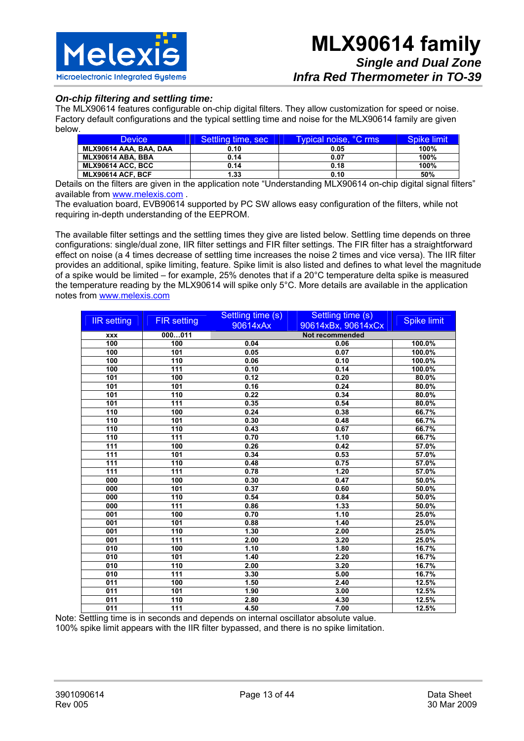### *On-chip filtering and settling time:*

The MLX90614 features configurable on-chip digital filters. They allow customization for speed or noise. Factory default configurations and the typical settling time and noise for the MLX90614 family are given below.

| Device | Settling time, sec | Typical noise, °C rms | Spike limit |
|---|---|---|---|
| MLX90614 AAA, BAA, DAA | 0.10 | 0.05 | 100% |
| MLX90614 ABA, BBA | 0.14 | 0.07 | 100% |
| MLX90614 ACC, BCC | 0.14 | 0.18 | 100% |
| MLX90614 ACF, BCF | 1.33 | 0.10 | 50% |

Details on the filters are given in the application note "Understanding MLX90614 on-chip digital signal filters" available from www.melexis.com .

The evaluation board, EVB90614 supported by PC SW allows easy configuration of the filters, while not requiring in-depth understanding of the EEPROM.

The available filter settings and the settling times they give are listed below. Settling time depends on three configurations: single/dual zone, IIR filter settings and FIR filter settings. The FIR filter has a straightforward effect on noise (a 4 times decrease of settling time increases the noise 2 times and vice versa). The IIR filter provides an additional, spike limiting, feature. Spike limit is also listed and defines to what level the magnitude of a spike would be limited – for example, 25% denotes that if a 20°C temperature delta spike is measured the temperature reading by the MLX90614 will spike only 5°C. More details are available in the application notes from www.melexis.com

| IIR setting | FIR setting | Settling time (s) 90614xAx | Settling time (s) 90614xBx, 90614xCx | Spike limit |
|---|---|---|---|---|
| xxx | 000…011 | Not recommended | | |
| 100 | 100 | 0.04 | 0.06 | 100.0% |
| 100 | 101 | 0.05 | 0.07 | 100.0% |
| 100 | 110 | 0.06 | 0.10 | 100.0% |
| 100 | 111 | 0.10 | 0.14 | 100.0% |
| 101 | 100 | 0.12 | 0.20 | 80.0% |
| 101 | 101 | 0.16 | 0.24 | 80.0% |
| 101 | 110 | 0.22 | 0.34 | 80.0% |
| 101 | 111 | 0.35 | 0.54 | 80.0% |
| 110 | 100 | 0.24 | 0.38 | 66.7% |
| 110 | 101 | 0.30 | 0.48 | 66.7% |
| 110 | 110 | 0.43 | 0.67 | 66.7% |
| 110 | 111 | 0.70 | 1.10 | 66.7% |
| 111 | 100 | 0.26 | 0.42 | 57.0% |
| 111 | 101 | 0.34 | 0.53 | 57.0% |
| 111 | 110 | 0.48 | 0.75 | 57.0% |
| 111 | 111 | 0.78 | 1.20 | 57.0% |
| 000 | 100 | 0.30 | 0.47 | 50.0% |
| 000 | 101 | 0.37 | 0.60 | 50.0% |
| 000 | 110 | 0.54 | 0.84 | 50.0% |
| 000 | 111 | 0.86 | 1.33 | 50.0% |
| 001 | 100 | 0.70 | 1.10 | 25.0% |
| 001 | 101 | 0.88 | 1.40 | 25.0% |
| 001 | 110 | 1.30 | 2.00 | 25.0% |
| 001 | 111 | 2.00 | 3.20 | 25.0% |
| 010 | 100 | 1.10 | 1.80 | 16.7% |
| 010 | 101 | 1.40 | 2.20 | 16.7% |
| 010 | 110 | 2.00 | 3.20 | 16.7% |
| 010 | 111 | 3.30 | 5.00 | 16.7% |
| 011 | 100 | 1.50 | 2.40 | 12.5% |
| 011 | 101 | 1.90 | 3.00 | 12.5% |
| 011 | 110 | 2.80 | 4.30 | 12.5% |
| 011 | 111 | 4.50 | 7.00 | 12.5% |

Note: Settling time is in seconds and depends on internal oscillator absolute value.
100% spike limit appears with the IIR filter bypassed, and there is no spike limitation.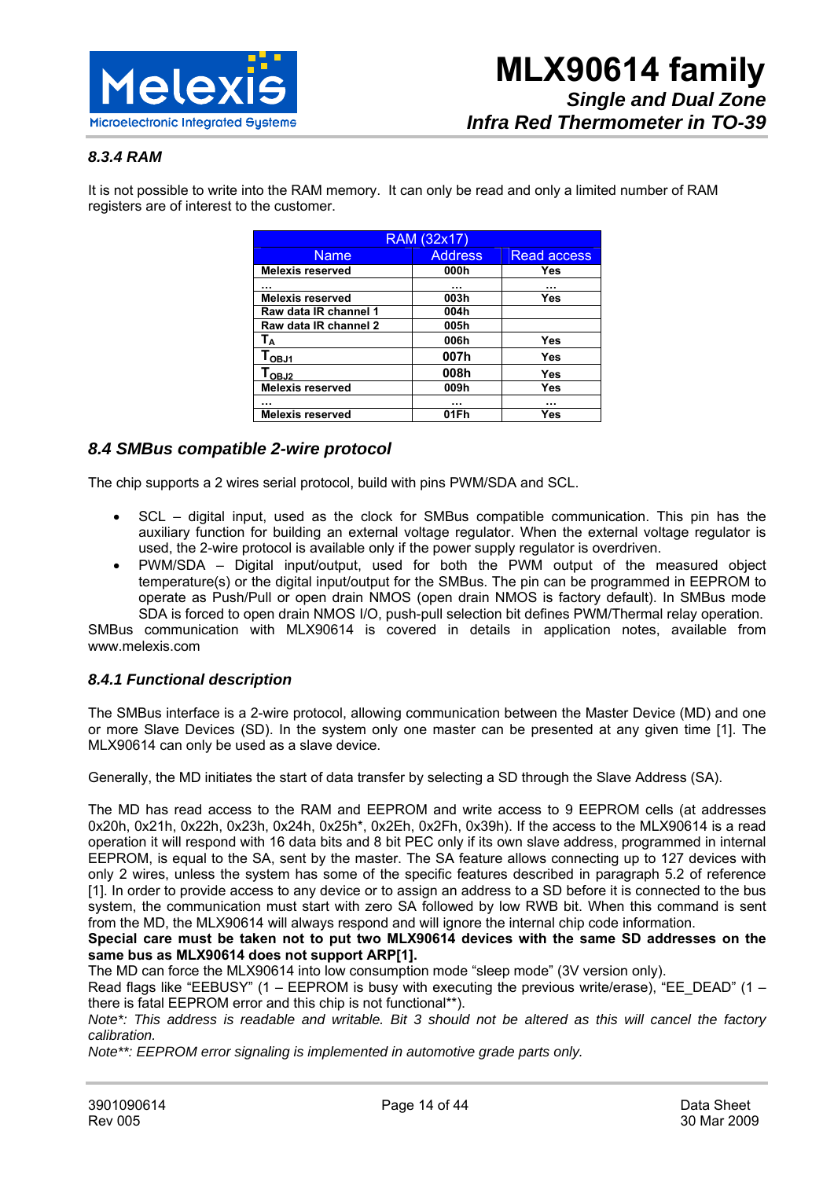### 8.3.4 RAM

It is not possible to write into the RAM memory. It can only be read and only a limited number of RAM registers are of interest to the customer.

| RAM (32x17) | | |
|---|---|---|
| **Name** | **Address** | **Read access** |
| **Melexis reserved** | **000h** | **Yes** |
| **…** | **…** | **…** |
| **Melexis reserved** | **003h** | **Yes** |
| **Raw data IR channel 1** | **004h** | |
| **Raw data IR channel 2** | **005h** | |
| $T_A$ | **006h** | **Yes** |
| $T_{OBJ1}$ | **007h** | **Yes** |
| $T_{OBJ2}$ | **008h** | **Yes** |
| **Melexis reserved** | **009h** | **Yes** |
| **…** | **…** | **…** |
| **Melexis reserved** | **01Fh** | **Yes** |

## 8.4 SMBus compatible 2-wire protocol

The chip supports a 2 wires serial protocol, build with pins PWM/SDA and SCL.

- SCL – digital input, used as the clock for SMBus compatible communication. This pin has the auxiliary function for building an external voltage regulator. When the external voltage regulator is used, the 2-wire protocol is available only if the power supply regulator is overdriven.
- PWM/SDA – Digital input/output, used for both the PWM output of the measured object temperature(s) or the digital input/output for the SMBus. The pin can be programmed in EEPROM to operate as Push/Pull or open drain NMOS (open drain NMOS is factory default). In SMBus mode SDA is forced to open drain NMOS I/O, push-pull selection bit defines PWM/Thermal relay operation.

SMBus communication with MLX90614 is covered in details in application notes, available from www.melexis.com

### 8.4.1 Functional description

The SMBus interface is a 2-wire protocol, allowing communication between the Master Device (MD) and one or more Slave Devices (SD). In the system only one master can be presented at any given time [1]. The MLX90614 can only be used as a slave device.

Generally, the MD initiates the start of data transfer by selecting a SD through the Slave Address (SA).

The MD has read access to the RAM and EEPROM and write access to 9 EEPROM cells (at addresses 0x20h, 0x21h, 0x22h, 0x23h, 0x24h, 0x25h*, 0x2Eh, 0x2Fh, 0x39h). If the access to the MLX90614 is a read operation it will respond with 16 data bits and 8 bit PEC only if its own slave address, programmed in internal EEPROM, is equal to the SA, sent by the master. The SA feature allows connecting up to 127 devices with only 2 wires, unless the system has some of the specific features described in paragraph 5.2 of reference [1]. In order to provide access to any device or to assign an address to a SD before it is connected to the bus system, the communication must start with zero SA followed by low RWB bit. When this command is sent from the MD, the MLX90614 will always respond and will ignore the internal chip code information.

**Special care must be taken not to put two MLX90614 devices with the same SD addresses on the same bus as MLX90614 does not support ARP[1].**

The MD can force the MLX90614 into low consumption mode “sleep mode” (3V version only).

Read flags like “EEBUSY” (1 – EEPROM is busy with executing the previous write/erase), “EE_DEAD” (1 – there is fatal EEPROM error and this chip is not functional**).

*Note*: This address is readable and writable. Bit 3 should not be altered as this will cancel the factory calibration.*

*Note**: EEPROM error signaling is implemented in automotive grade parts only.*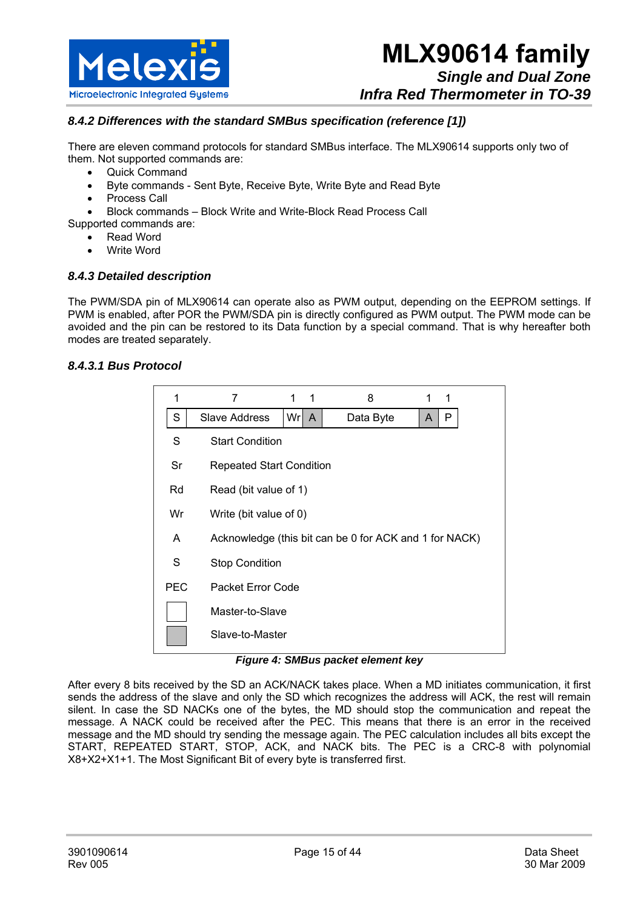### 8.4.2 Differences with the standard SMBus specification (reference [1])

There are eleven command protocols for standard SMBus interface. The MLX90614 supports only two of them. Not supported commands are:

- Quick Command
- Byte commands - Sent Byte, Receive Byte, Write Byte and Read Byte
- Process Call
- Block commands – Block Write and Write-Block Read Process Call

Supported commands are:

- Read Word
- Write Word

### 8.4.3 Detailed description

The PWM/SDA pin of MLX90614 can operate also as PWM output, depending on the EEPROM settings. If PWM is enabled, after POR the PWM/SDA pin is directly configured as PWM output. The PWM mode can be avoided and the pin can be restored to its Data function by a special command. That is why hereafter both modes are treated separately.

#### 8.4.3.1 Bus Protocol

| 1 | 7 | 1 | 1 | 8 | 1 | 1 |
|---|---|---|---|---|---|---|
| S | Slave Address | Wr | A | Data Byte | A | P |

| Symbol | Meaning |
|---|---|
| S | Start Condition |
| Sr | Repeated Start Condition |
| Rd | Read (bit value of 1) |
| Wr | Write (bit value of 0) |
| A | Acknowledge (this bit can be 0 for ACK and 1 for NACK) |
| S | Stop Condition |
| PEC | Packet Error Code |
| (white box) | Master-to-Slave |
| (grey box) | Slave-to-Master |

*Figure 4: SMBus packet element key*

After every 8 bits received by the SD an ACK/NACK takes place. When a MD initiates communication, it first sends the address of the slave and only the SD which recognizes the address will ACK, the rest will remain silent. In case the SD NACKs one of the bytes, the MD should stop the communication and repeat the message. A NACK could be received after the PEC. This means that there is an error in the received message and the MD should try sending the message again. The PEC calculation includes all bits except the START, REPEATED START, STOP, ACK, and NACK bits. The PEC is a CRC-8 with polynomial $X8+X2+X1+1$. The Most Significant Bit of every byte is transferred first.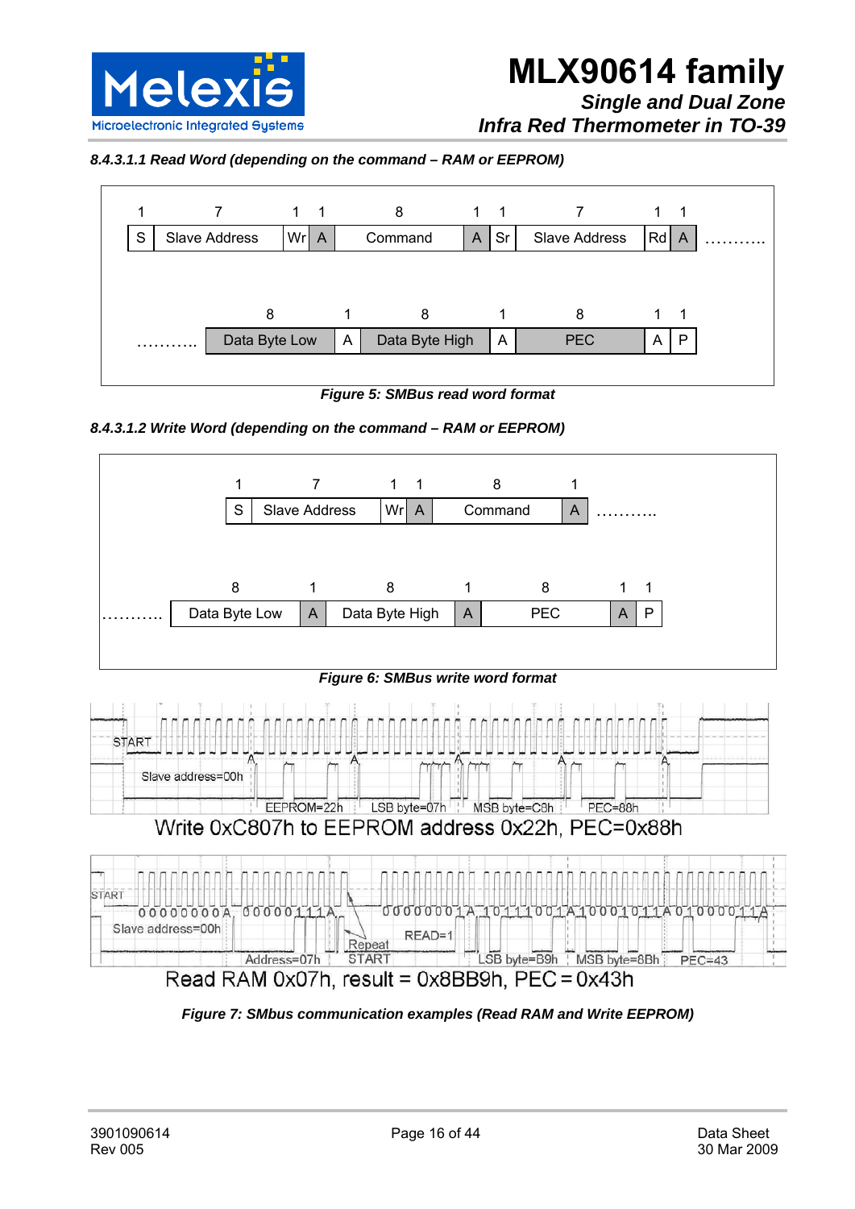#### 8.4.3.1.1 Read Word (depending on the command – RAM or EEPROM)

| 1 | 7 | 1 | 1 | 8 | 1 | 1 | 7 | 1 | 1 | |
|---|---|---|---|---|---|---|---|---|---|---|
| S | Slave Address | Wr | A | Command | A | Sr | Slave Address | Rd | A | ……….. |

| | 8 | 1 | 8 | 1 | 8 | 1 | 1 |
|---|---|---|---|---|---|---|---|
| ……….. | Data Byte Low | A | Data Byte High | A | PEC | A | P |

*Figure 5: SMBus read word format*

#### 8.4.3.1.2 Write Word (depending on the command – RAM or EEPROM)

| 1 | 7 | 1 | 1 | 8 | 1 | |
|---|---|---|---|---|---|---|
| S | Slave Address | Wr | A | Command | A | ……….. |

| | 8 | 1 | 8 | 1 | 8 | 1 | 1 |
|---|---|---|---|---|---|---|---|
| ……….. | Data Byte Low | A | Data Byte High | A | PEC | A | P |

*Figure 6: SMBus write word format*

START, Slave address=00h, A, EEPROM=22h, A, LSB byte=07h, A, MSB byte=C8h, A, PEC=88h, A

Write 0xC807h to EEPROM address 0x22h, PEC=0x88h

START, Slave address=00h, 00000000A, Address=07h, 00000111A, Repeat START, READ=1, 00000001A, LSB byte=B9h, 10111001A, MSB byte=8Bh, 10001011A, PEC=43, 01000011A

Read RAM 0x07h, result = 0x8BB9h, PEC = 0x43h

*Figure 7: SMbus communication examples (Read RAM and Write EEPROM)*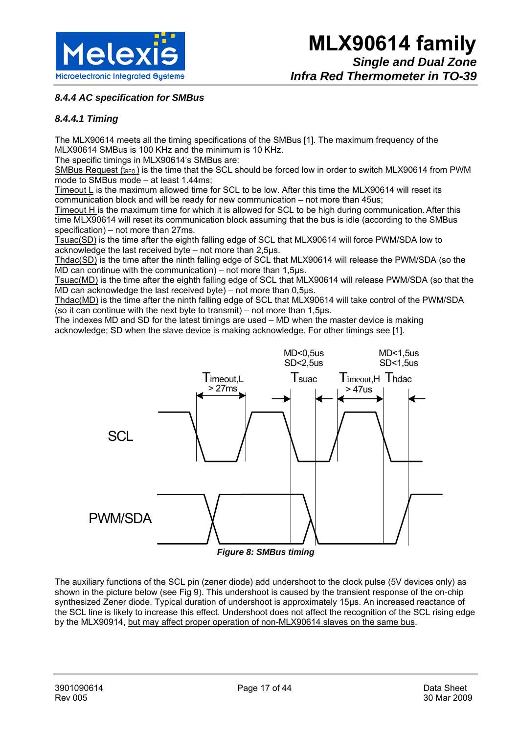### 8.4.4 AC specification for SMBus

#### 8.4.4.1 Timing

The MLX90614 meets all the timing specifications of the SMBus [1]. The maximum frequency of the MLX90614 SMBus is 100 KHz and the minimum is 10 KHz.
The specific timings in MLX90614's SMBus are:
SMBus Request ($t_{REQ}$) is the time that the SCL should be forced low in order to switch MLX90614 from PWM mode to SMBus mode – at least 1.44ms;
Timeout L is the maximum allowed time for SCL to be low. After this time the MLX90614 will reset its communication block and will be ready for new communication – not more than 45us;
Timeout H is the maximum time for which it is allowed for SCL to be high during communication. After this time MLX90614 will reset its communication block assuming that the bus is idle (according to the SMBus specification) – not more than 27ms.
Tsuac(SD) is the time after the eighth falling edge of SCL that MLX90614 will force PWM/SDA low to acknowledge the last received byte – not more than 2,5µs.
Thdac(SD) is the time after the ninth falling edge of SCL that MLX90614 will release the PWM/SDA (so the MD can continue with the communication) – not more than 1,5µs.
Tsuac(MD) is the time after the eighth falling edge of SCL that MLX90614 will release PWM/SDA (so that the MD can acknowledge the last received byte) – not more than 0,5µs.
Thdac(MD) is the time after the ninth falling edge of SCL that MLX90614 will take control of the PWM/SDA (so it can continue with the next byte to transmit) – not more than 1,5µs.
The indexes MD and SD for the latest timings are used – MD when the master device is making acknowledge; SD when the slave device is making acknowledge. For other timings see [1].

SCL
PWM/SDA
$T_{imeout,L}$ > 27ms
$T_{suac}$ MD<0,5us SD<2,5us
$T_{imeout,H}$ > 47us
$T_{hdac}$ MD<1,5us SD<1,5us

*Figure 8: SMBus timing*

The auxiliary functions of the SCL pin (zener diode) add undershoot to the clock pulse (5V devices only) as shown in the picture below (see Fig 9). This undershoot is caused by the transient response of the on-chip synthesized Zener diode. Typical duration of undershoot is approximately 15µs. An increased reactance of the SCL line is likely to increase this effect. Undershoot does not affect the recognition of the SCL rising edge by the MLX90914, but may affect proper operation of non-MLX90614 slaves on the same bus.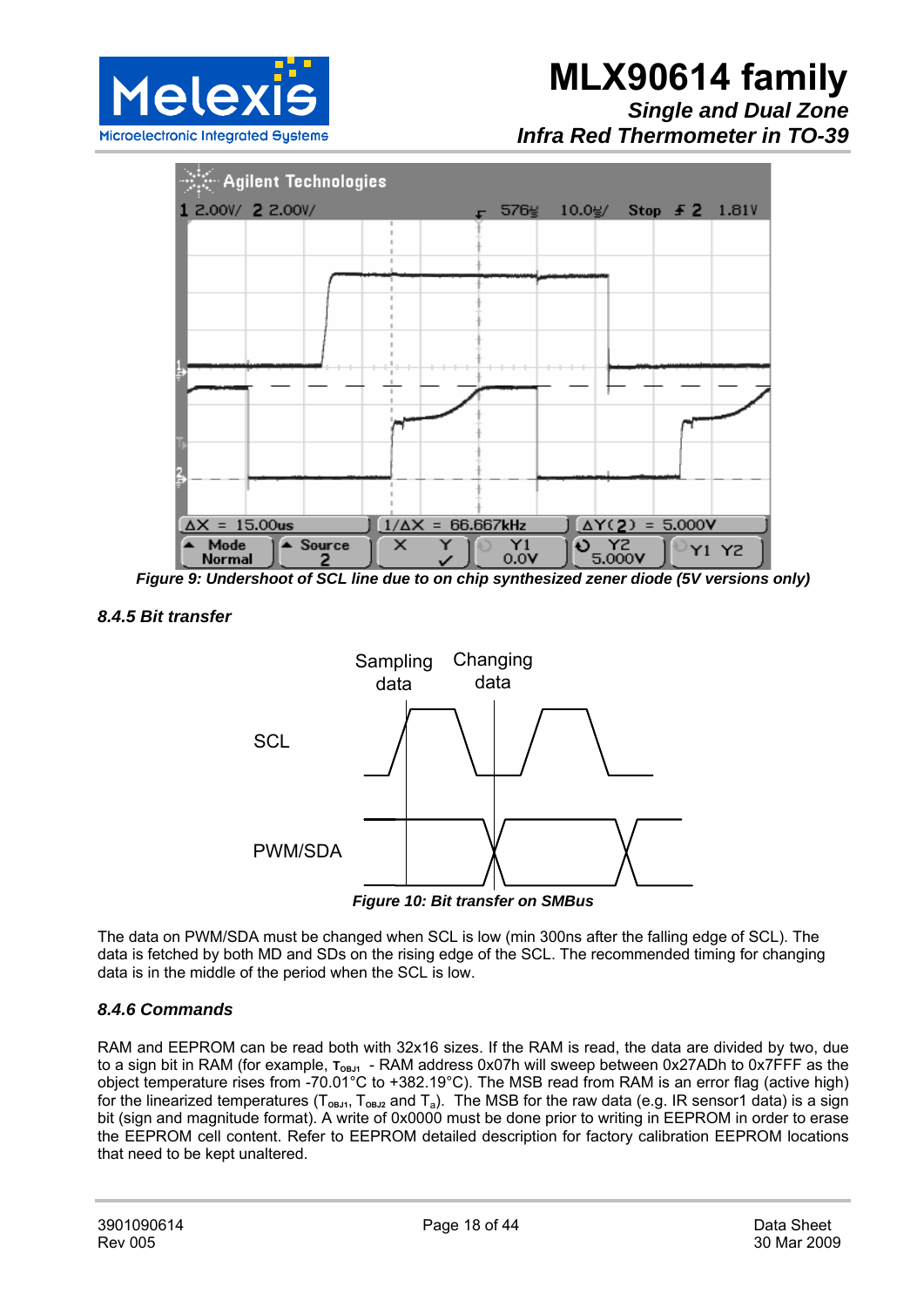Figure 9: Undershoot of SCL line due to on chip synthesized zener diode (5V versions only)

### 8.4.5 Bit transfer

Figure 10: Bit transfer on SMBus

The data on PWM/SDA must be changed when SCL is low (min 300ns after the falling edge of SCL). The data is fetched by both MD and SDs on the rising edge of the SCL. The recommended timing for changing data is in the middle of the period when the SCL is low.

### 8.4.6 Commands

RAM and EEPROM can be read both with 32x16 sizes. If the RAM is read, the data are divided by two, due to a sign bit in RAM (for example, $T_{OBJ1}$ - RAM address 0x07h will sweep between 0x27ADh to 0x7FFF as the object temperature rises from -70.01°C to +382.19°C). The MSB read from RAM is an error flag (active high) for the linearized temperatures ($T_{OBJ1}$, $T_{OBJ2}$ and $T_a$). The MSB for the raw data (e.g. IR sensor1 data) is a sign bit (sign and magnitude format). A write of 0x0000 must be done prior to writing in EEPROM in order to erase the EEPROM cell content. Refer to EEPROM detailed description for factory calibration EEPROM locations that need to be kept unaltered.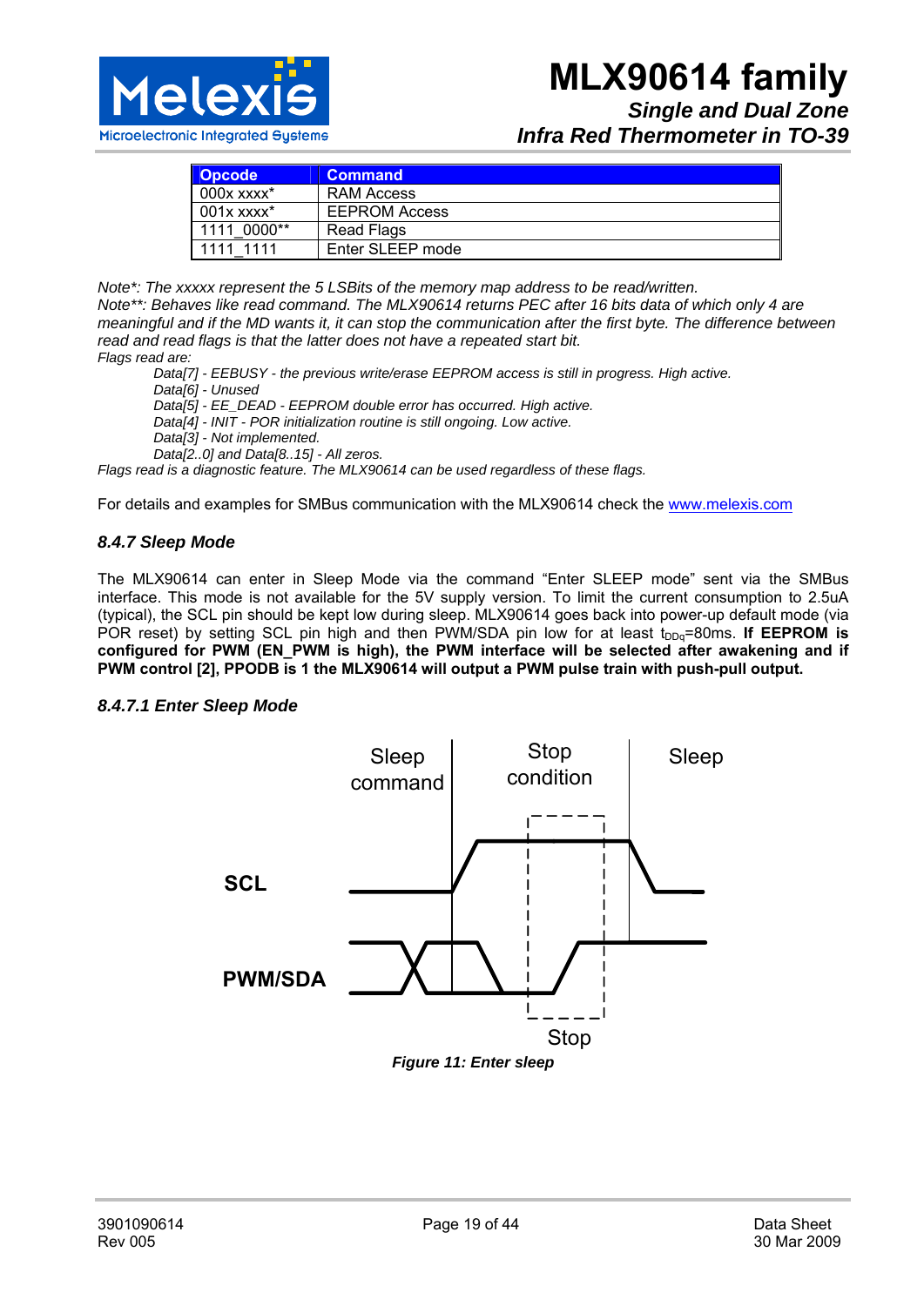| Opcode | Command |
|---|---|
| 000x xxxx* | RAM Access |
| 001x xxxx* | EEPROM Access |
| 1111_0000** | Read Flags |
| 1111_1111 | Enter SLEEP mode |

*Note*: The xxxxx represent the 5 LSBits of the memory map address to be read/written.*
*Note**: Behaves like read command. The MLX90614 returns PEC after 16 bits data of which only 4 are meaningful and if the MD wants it, it can stop the communication after the first byte. The difference between read and read flags is that the latter does not have a repeated start bit.*
*Flags read are:*

*Data[7] - EEBUSY - the previous write/erase EEPROM access is still in progress. High active.*
*Data[6] - Unused*
*Data[5] - EE_DEAD - EEPROM double error has occurred. High active.*
*Data[4] - INIT - POR initialization routine is still ongoing. Low active.*
*Data[3] - Not implemented.*
*Data[2..0] and Data[8..15] - All zeros.*

*Flags read is a diagnostic feature. The MLX90614 can be used regardless of these flags.*

For details and examples for SMBus communication with the MLX90614 check the www.melexis.com

### *8.4.7 Sleep Mode*

The MLX90614 can enter in Sleep Mode via the command "Enter SLEEP mode" sent via the SMBus interface. This mode is not available for the 5V supply version. To limit the current consumption to 2.5uA (typical), the SCL pin should be kept low during sleep. MLX90614 goes back into power-up default mode (via POR reset) by setting SCL pin high and then PWM/SDA pin low for at least $t_{DDq}$=80ms. **If EEPROM is configured for PWM (EN_PWM is high), the PWM interface will be selected after awakening and if PWM control [2], PPODB is 1 the MLX90614 will output a PWM pulse train with push-pull output.**

#### *8.4.7.1 Enter Sleep Mode*

***Figure 11: Enter sleep***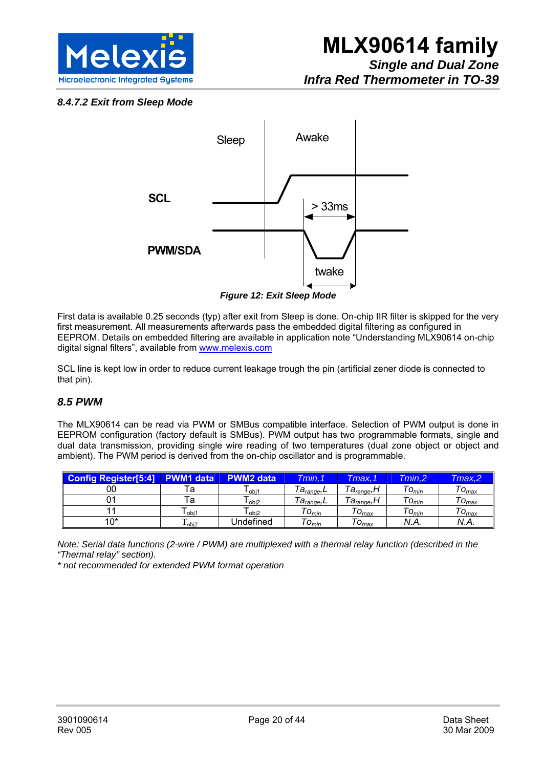#### 8.4.7.2 Exit from Sleep Mode

*Figure 12: Exit Sleep Mode*

First data is available 0.25 seconds (typ) after exit from Sleep is done. On-chip IIR filter is skipped for the very first measurement. All measurements afterwards pass the embedded digital filtering as configured in EEPROM. Details on embedded filtering are available in application note "Understanding MLX90614 on-chip digital signal filters", available from [www.melexis.com](http://www.melexis.com)

SCL line is kept low in order to reduce current leakage trough the pin (artificial zener diode is connected to that pin).

### 8.5 PWM

The MLX90614 can be read via PWM or SMBus compatible interface. Selection of PWM output is done in EEPROM configuration (factory default is SMBus). PWM output has two programmable formats, single and dual data transmission, providing single wire reading of two temperatures (dual zone object or object and ambient). The PWM period is derived from the on-chip oscillator and is programmable.

| Config Register[5:4] | PWM1 data | PWM2 data | Tmin,1 | Tmax,1 | Tmin,2 | Tmax,2 |
|---|---|---|---|---|---|---|
| 00 | Ta | $T_{obj1}$ | $Ta_{range}$,L | $Ta_{range}$,H | $To_{min}$ | $To_{max}$ |
| 01 | Ta | $T_{obj2}$ | $Ta_{range}$,L | $Ta_{range}$,H | $To_{min}$ | $To_{max}$ |
| 11 | $T_{obj1}$ | $T_{obj2}$ | $To_{min}$ | $To_{max}$ | $To_{min}$ | $To_{max}$ |
| 10* | $T_{obj2}$ | Undefined | $To_{min}$ | $To_{max}$ | N.A. | N.A. |

*Note: Serial data functions (2-wire / PWM) are multiplexed with a thermal relay function (described in the "Thermal relay" section).*
*\* not recommended for extended PWM format operation*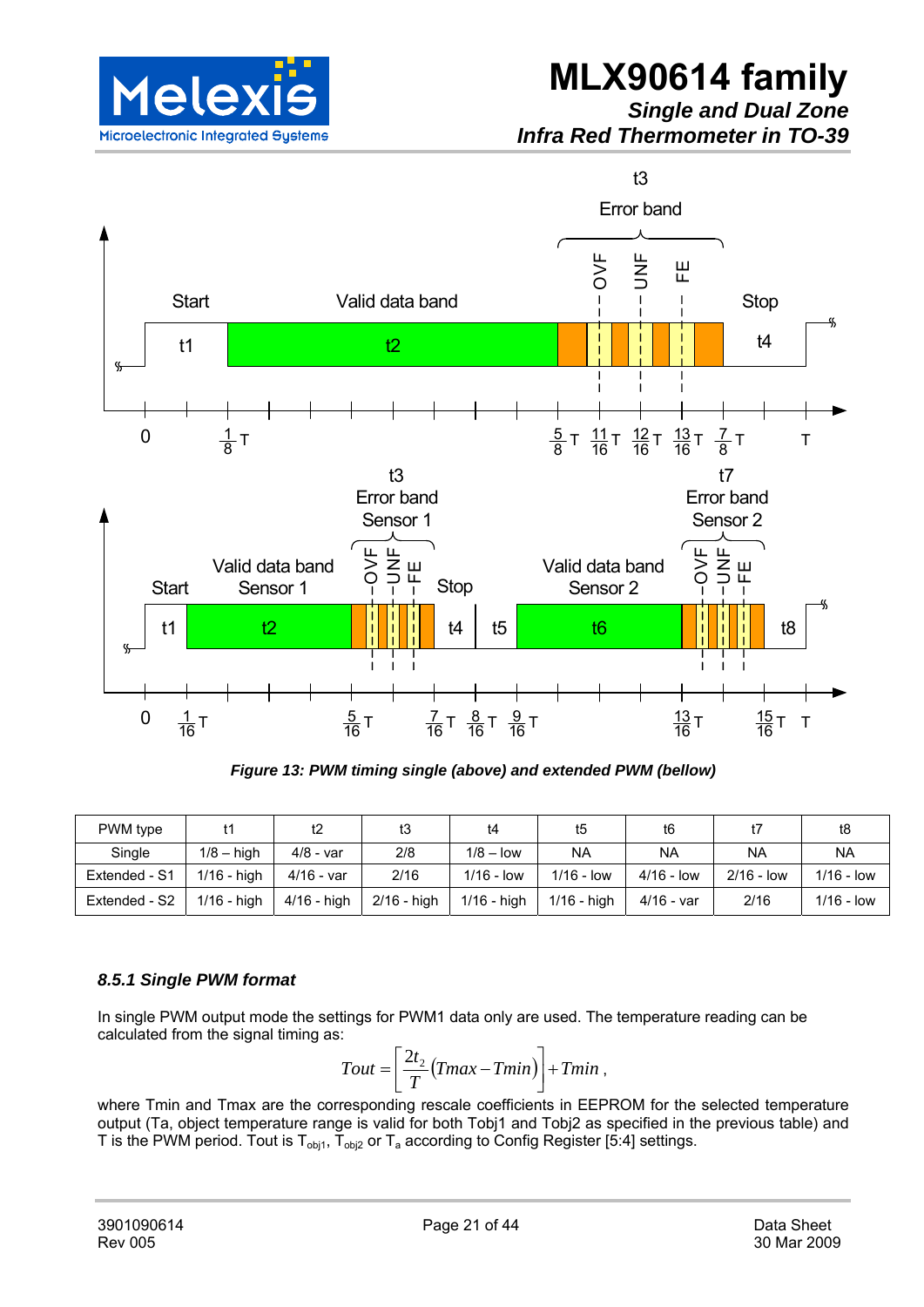*Figure 13: PWM timing single (above) and extended PWM (bellow)*

| PWM type | t1 | t2 | t3 | t4 | t5 | t6 | t7 | t8 |
|---|---|---|---|---|---|---|---|---|
| Single | 1/8 – high | 4/8 - var | 2/8 | 1/8 – low | NA | NA | NA | NA |
| Extended - S1 | 1/16 - high | 4/16 - var | 2/16 | 1/16 - low | 1/16 - low | 4/16 - low | 2/16 - low | 1/16 - low |
| Extended - S2 | 1/16 - high | 4/16 - high | 2/16 - high | 1/16 - high | 1/16 - high | 4/16 - var | 2/16 | 1/16 - low |

### *8.5.1 Single PWM format*

In single PWM output mode the settings for PWM1 data only are used. The temperature reading can be calculated from the signal timing as:

$$Tout = \left[\frac{2t_2}{T}\left(Tmax - Tmin\right)\right] + Tmin\ ,$$

where Tmin and Tmax are the corresponding rescale coefficients in EEPROM for the selected temperature output (Ta, object temperature range is valid for both Tobj1 and Tobj2 as specified in the previous table) and T is the PWM period. Tout is $T_{obj1}$, $T_{obj2}$ or $T_a$ according to Config Register [5:4] settings.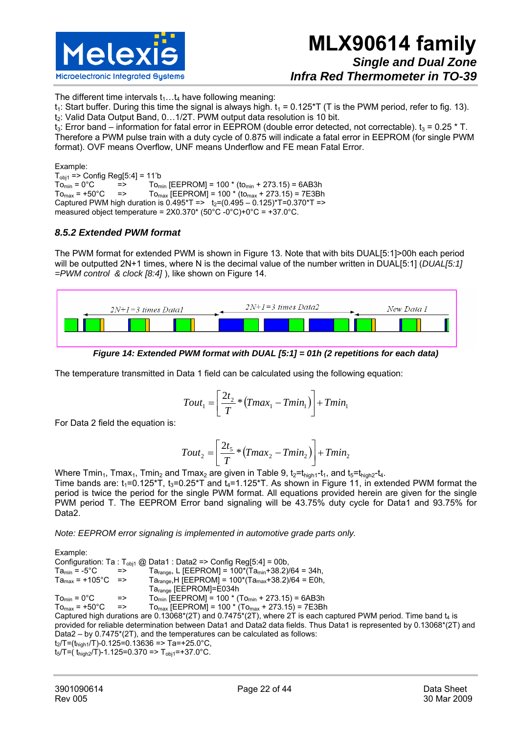The different time intervals $t_1 \ldots t_4$ have following meaning:
$t_1$: Start buffer. During this time the signal is always high. $t_1 = 0.125*T$ (T is the PWM period, refer to fig. 13).
$t_2$: Valid Data Output Band, 0…1/2T. PWM output data resolution is 10 bit.
$t_3$: Error band – information for fatal error in EEPROM (double error detected, not correctable). $t_3 = 0.25 * T$. Therefore a PWM pulse train with a duty cycle of 0.875 will indicate a fatal error in EEPROM (for single PWM format). OVF means Overflow, UNF means Underflow and FE mean Fatal Error.

Example:
$T_{obj1}$ => Config Reg[5:4] = 11'b
$To_{min} = 0°C$ => $To_{min}$ [EEPROM] = 100 * ($to_{min}$ + 273.15) = 6AB3h
$To_{max} = +50°C$ => $To_{max}$ [EEPROM] = 100 * ($to_{max}$ + 273.15) = 7E3Bh
Captured PWM high duration is 0.495*T => $t_2$=(0.495 – 0.125)*T=0.370*T =>
measured object temperature = 2X0.370* (50°C -0°C)+0°C = +37.0°C.

### 8.5.2 Extended PWM format

The PWM format for extended PWM is shown in Figure 13. Note that with bits DUAL[5:1]>00h each period will be outputted 2N+1 times, where N is the decimal value of the number written in DUAL[5:1] (*DUAL[5:1] =PWM control & clock [8:4]* ), like shown on Figure 14.

2N+1=3 times Data1 | 2N+1=3 times Data2 | New Data 1

**Figure 14: Extended PWM format with DUAL [5:1] = 01h (2 repetitions for each data)**

The temperature transmitted in Data 1 field can be calculated using the following equation:

$$Tout_1 = \left[\frac{2t_2}{T} * (Tmax_1 - Tmin_1)\right] + Tmin_1$$

For Data 2 field the equation is:

$$Tout_2 = \left[\frac{2t_5}{T} * (Tmax_2 - Tmin_2)\right] + Tmin_2$$

Where $Tmin_1$, $Tmax_1$, $Tmin_2$ and $Tmax_2$ are given in Table 9, $t_2 = t_{high1} - t_1$, and $t_5 = t_{high2} - t_4$.
Time bands are: $t_1 = 0.125*T$, $t_3 = 0.25*T$ and $t_4 = 1.125*T$. As shown in Figure 11, in extended PWM format the period is twice the period for the single PWM format. All equations provided herein are given for the single PWM period T. The EEPROM Error band signaling will be 43.75% duty cycle for Data1 and 93.75% for Data2.

*Note: EEPROM error signaling is implemented in automotive grade parts only.*

Example:
Configuration: Ta : $T_{obj1}$ @ Data1 : Data2 => Config Reg[5:4] = 00b,
$Ta_{min} = -5°C$ => $Ta_{range}$, L [EEPROM] = 100*($Ta_{min}$+38.2)/64 = 34h,
$Ta_{max} = +105°C$ => $Ta_{range}$,H [EEPROM] = 100*($Ta_{max}$+38.2)/64 = E0h,
$Ta_{range}$ [EEPROM]=E034h
$To_{min} = 0°C$ => $To_{min}$ [EEPROM] = 100 * ($To_{min}$ + 273.15) = 6AB3h
$To_{max} = +50°C$ => $To_{max}$ [EEPROM] = 100 * ($To_{max}$ + 273.15) = 7E3Bh
Captured high durations are 0.13068*(2T) and 0.7475*(2T), where 2T is each captured PWM period. Time band $t_4$ is provided for reliable determination between Data1 and Data2 data fields. Thus Data1 is represented by 0.13068*(2T) and Data2 – by 0.7475*(2T), and the temperatures can be calculated as follows:
$t_2/T = (t_{high1}/T) - 0.125 = 0.13636$ => Ta=+25.0°C,
$t_5/T = (t_{high2}/T) - 1.125 = 0.370$ => $T_{obj1}$=+37.0°C.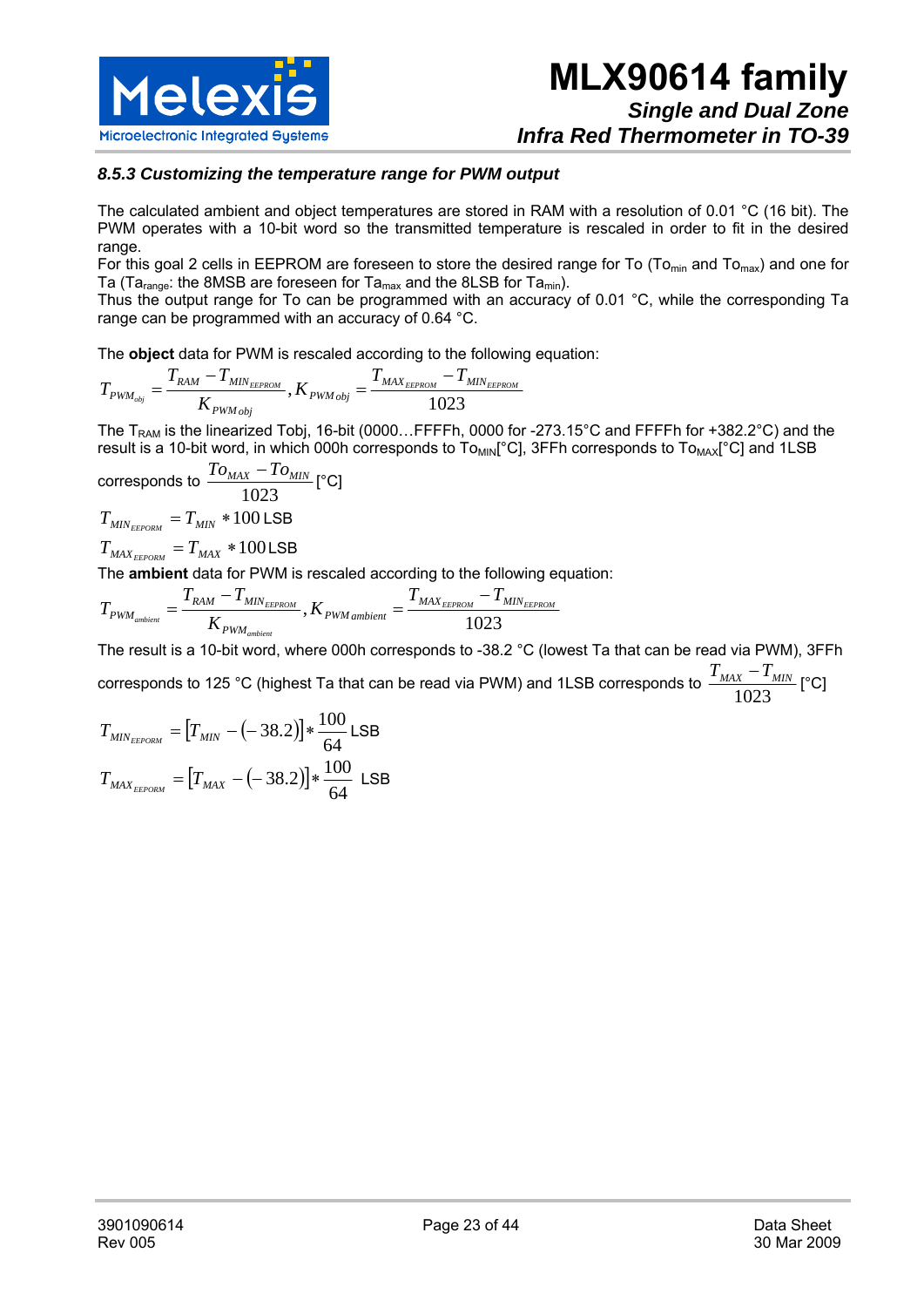### 8.5.3 Customizing the temperature range for PWM output

The calculated ambient and object temperatures are stored in RAM with a resolution of 0.01 °C (16 bit). The PWM operates with a 10-bit word so the transmitted temperature is rescaled in order to fit in the desired range.

For this goal 2 cells in EEPROM are foreseen to store the desired range for To ($To_{min}$ and $To_{max}$) and one for Ta ($Ta_{range}$: the 8MSB are foreseen for $Ta_{max}$ and the 8LSB for $Ta_{min}$).

Thus the output range for To can be programmed with an accuracy of 0.01 °C, while the corresponding Ta range can be programmed with an accuracy of 0.64 °C.

The **object** data for PWM is rescaled according to the following equation:

$$T_{PWM_{obj}} = \frac{T_{RAM} - T_{MIN_{EEPROM}}}{K_{PWM\,obj}}, K_{PWM\,obj} = \frac{T_{MAX_{EEPROM}} - T_{MIN_{EEPROM}}}{1023}$$

The $T_{RAM}$ is the linearized Tobj, 16-bit (0000…FFFFh, 0000 for -273.15°C and FFFFh for +382.2°C) and the result is a 10-bit word, in which 000h corresponds to $To_{MIN}$[°C], 3FFh corresponds to $To_{MAX}$[°C] and 1LSB corresponds to $\frac{To_{MAX} - To_{MIN}}{1023}$ [°C]

$$T_{MIN_{EEPORM}} = T_{MIN} * 100 \text{ LSB}$$

$$T_{MAX_{EEPORM}} = T_{MAX} * 100 \text{ LSB}$$

The **ambient** data for PWM is rescaled according to the following equation:

$$T_{PWM_{ambient}} = \frac{T_{RAM} - T_{MIN_{EEPROM}}}{K_{PWM_{ambient}}}, K_{PWM\,ambient} = \frac{T_{MAX_{EEPROM}} - T_{MIN_{EEPROM}}}{1023}$$

The result is a 10-bit word, where 000h corresponds to -38.2 °C (lowest Ta that can be read via PWM), 3FFh corresponds to 125 °C (highest Ta that can be read via PWM) and 1LSB corresponds to $\frac{T_{MAX} - T_{MIN}}{1023}$ [°C]

$$T_{MIN_{EEPORM}} = \left[T_{MIN} - (-38.2)\right] * \frac{100}{64} \text{ LSB}$$

$$T_{MAX_{EEPORM}} = \left[T_{MAX} - (-38.2)\right] * \frac{100}{64} \text{ LSB}$$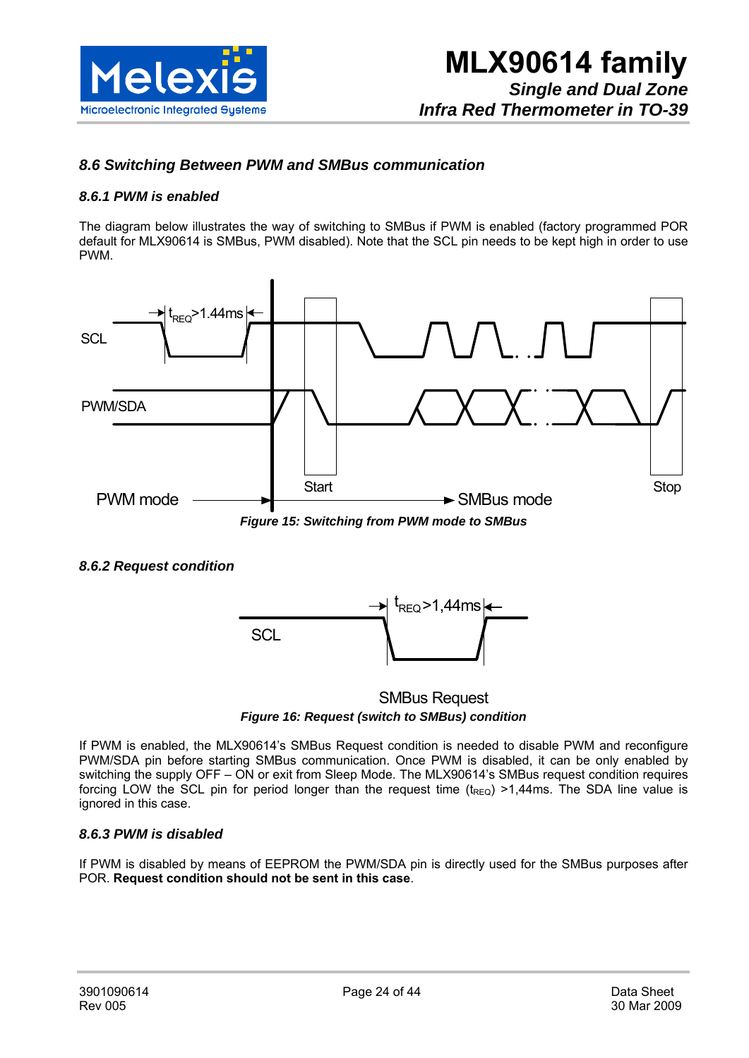### 8.6 Switching Between PWM and SMBus communication

#### 8.6.1 PWM is enabled

The diagram below illustrates the way of switching to SMBus if PWM is enabled (factory programmed POR default for MLX90614 is SMBus, PWM disabled). Note that the SCL pin needs to be kept high in order to use PWM.

*Figure 15: Switching from PWM mode to SMBus*

#### 8.6.2 Request condition

*Figure 16: Request (switch to SMBus) condition*

If PWM is enabled, the MLX90614's SMBus Request condition is needed to disable PWM and reconfigure PWM/SDA pin before starting SMBus communication. Once PWM is disabled, it can be only enabled by switching the supply OFF – ON or exit from Sleep Mode. The MLX90614's SMBus request condition requires forcing LOW the SCL pin for period longer than the request time ($t_{REQ}$) >1,44ms. The SDA line value is ignored in this case.

#### 8.6.3 PWM is disabled

If PWM is disabled by means of EEPROM the PWM/SDA pin is directly used for the SMBus purposes after POR. **Request condition should not be sent in this case**.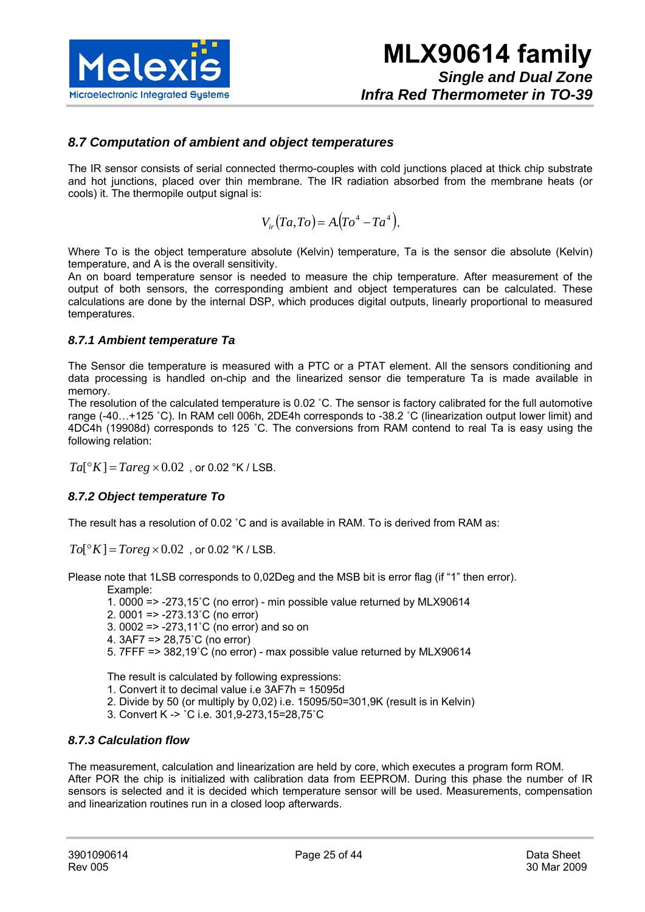### 8.7 Computation of ambient and object temperatures

The IR sensor consists of serial connected thermo-couples with cold junctions placed at thick chip substrate and hot junctions, placed over thin membrane. The IR radiation absorbed from the membrane heats (or cools) it. The thermopile output signal is:

$$V_{ir}(Ta,To) = A(To^4 - Ta^4),$$

Where To is the object temperature absolute (Kelvin) temperature, Ta is the sensor die absolute (Kelvin) temperature, and A is the overall sensitivity.
An on board temperature sensor is needed to measure the chip temperature. After measurement of the output of both sensors, the corresponding ambient and object temperatures can be calculated. These calculations are done by the internal DSP, which produces digital outputs, linearly proportional to measured temperatures.

#### 8.7.1 Ambient temperature Ta

The Sensor die temperature is measured with a PTC or a PTAT element. All the sensors conditioning and data processing is handled on-chip and the linearized sensor die temperature Ta is made available in memory.
The resolution of the calculated temperature is 0.02 ˚C. The sensor is factory calibrated for the full automotive range (-40…+125 ˚C). In RAM cell 006h, 2DE4h corresponds to -38.2 ˚C (linearization output lower limit) and 4DC4h (19908d) corresponds to 125 ˚C. The conversions from RAM contend to real Ta is easy using the following relation:

$Ta[°K] = Tareg \times 0.02$ , or 0.02 °K / LSB.

#### 8.7.2 Object temperature To

The result has a resolution of 0.02 ˚C and is available in RAM. To is derived from RAM as:

$To[°K] = Toreg \times 0.02$ , or 0.02 °K / LSB.

Please note that 1LSB corresponds to 0,02Deg and the MSB bit is error flag (if "1" then error).

Example:
1. 0000 => -273,15˚C (no error) - min possible value returned by MLX90614
2. 0001 => -273.13˚C (no error)
3. 0002 => -273,11˚C (no error) and so on
4. 3AF7 => 28,75˚C (no error)
5. 7FFF => 382,19˚C (no error) - max possible value returned by MLX90614

The result is calculated by following expressions:
1. Convert it to decimal value i.e 3AF7h = 15095d
2. Divide by 50 (or multiply by 0,02) i.e. 15095/50=301,9K (result is in Kelvin)
3. Convert K -> ˚C i.e. 301,9-273,15=28,75˚C

#### 8.7.3 Calculation flow

The measurement, calculation and linearization are held by core, which executes a program form ROM.
After POR the chip is initialized with calibration data from EEPROM. During this phase the number of IR sensors is selected and it is decided which temperature sensor will be used. Measurements, compensation and linearization routines run in a closed loop afterwards.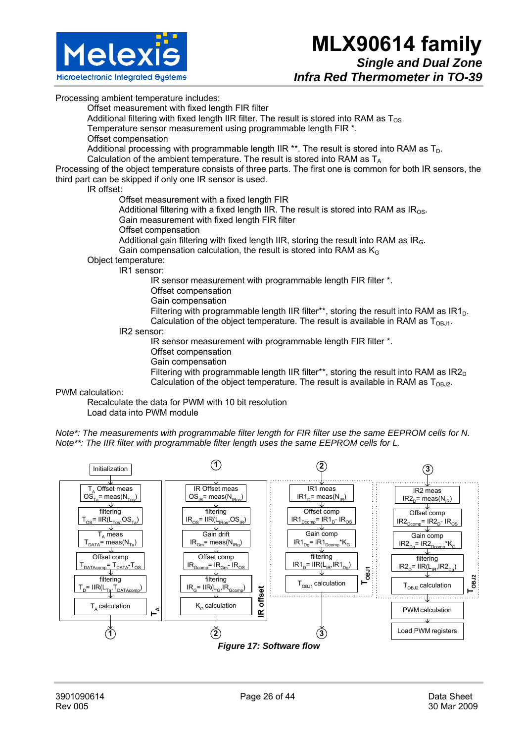Processing ambient temperature includes:

- Offset measurement with fixed length FIR filter
- Additional filtering with fixed length IIR filter. The result is stored into RAM as $T_{OS}$
- Temperature sensor measurement using programmable length FIR *.
- Offset compensation
- Additional processing with programmable length IIR **. The result is stored into RAM as $T_D$.
- Calculation of the ambient temperature. The result is stored into RAM as $T_A$

Processing of the object temperature consists of three parts. The first one is common for both IR sensors, the third part can be skipped if only one IR sensor is used.

- IR offset:
  - Offset measurement with a fixed length FIR
  - Additional filtering with a fixed length IIR. The result is stored into RAM as $IR_{OS}$.
  - Gain measurement with fixed length FIR filter
  - Offset compensation
  - Additional gain filtering with fixed length IIR, storing the result into RAM as $IR_G$.
  - Gain compensation calculation, the result is stored into RAM as $K_G$
- Object temperature:
  - IR1 sensor:
    - IR sensor measurement with programmable length FIR filter *.
    - Offset compensation
    - Gain compensation
    - Filtering with programmable length IIR filter**, storing the result into RAM as $IR1_D$.
    - Calculation of the object temperature. The result is available in RAM as $T_{OBJ1}$.
  - IR2 sensor:
    - IR sensor measurement with programmable length FIR filter *.
    - Offset compensation
    - Gain compensation
    - Filtering with programmable length IIR filter**, storing the result into RAM as $IR2_D$
    - Calculation of the object temperature. The result is available in RAM as $T_{OBJ2}$.

PWM calculation:

- Recalculate the data for PWM with 10 bit resolution
- Load data into PWM module

*Note*: The measurements with programmable filter length for FIR filter use the same EEPROM cells for N.*
*Note**: The IIR filter with programmable filter length uses the same EEPROM cells for L.*

**$T_A$:** Initialization → $T_A$ Offset meas: $OS_{Ta}$ = meas($N_{Tos}$) → filtering: $T_{OS}$ = IIR($L_{Tos}$, $OS_{Ta}$) → $T_A$ meas: $T_{DATA}$ = meas($N_{Ta}$) → Offset comp: $T_{DATAcomp}$ = $T_{DATA}$ - $T_{OS}$ → filtering: $T_D$ = IIR($L_{Ta}$, $T_{DATAcomp}$) → $T_A$ calculation → (1)

**IR offset:** (1) → IR Offset meas: $OS_{IR}$ = meas($N_{IRos}$) → filtering: $IR_{OS}$ = IIR($L_{IRos}$, $OS_{IR}$) → Gain drift: $IR_{Gm}$ = meas($N_{IRg}$) → Offset comp: $IR_{Gcomp}$ = $IR_{Gm}$ - $IR_{OS}$ → filtering: $IR_G$ = IIR($L_G$, $IR_{Gcomp}$) → $K_G$ calculation → (2)

**$T_{OBJ1}$:** (2) → IR1 meas: $IR1_D$ = meas($N_{IR}$) → Offset comp: $IR1_{Dcomp}$ = $IR1_D$ - $IR_{OS}$ → Gain comp: $IR1_{Dg}$ = $IR1_{Dcomp}$ * $K_G$ → filtering: $IR1_D$ = IIR($L_{IR}$, $IR1_{Dg}$) → $T_{OBJ1}$ calculation → (3)

**$T_{OBJ2}$:** (3) → IR2 meas: $IR2_D$ = meas($N_{IR}$) → Offset comp: $IR2_{Dcomp}$ = $IR2_D$ - $IR_{OS}$ → Gain comp: $IR2_{Dg}$ = $IR2_{Dcomp}$ * $K_G$ → filtering: $IR2_D$ = IIR($L_{IR}$, $IR2_{Dg}$) → $T_{OBJ2}$ calculation → PWM calculation → Load PWM registers

*Figure 17: Software flow*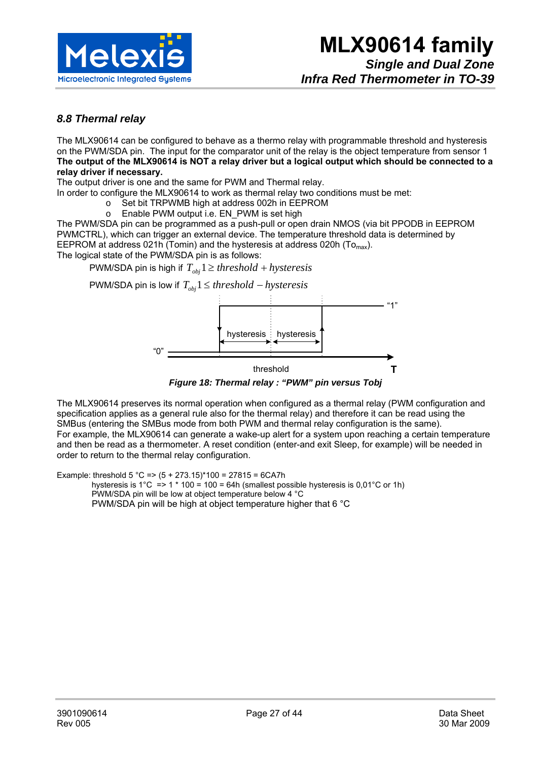### *8.8 Thermal relay*

The MLX90614 can be configured to behave as a thermo relay with programmable threshold and hysteresis on the PWM/SDA pin. The input for the comparator unit of the relay is the object temperature from sensor 1 **The output of the MLX90614 is NOT a relay driver but a logical output which should be connected to a relay driver if necessary.**

The output driver is one and the same for PWM and Thermal relay.

In order to configure the MLX90614 to work as thermal relay two conditions must be met:

- Set bit TRPWMB high at address 002h in EEPROM
- Enable PWM output i.e. EN_PWM is set high

The PWM/SDA pin can be programmed as a push-pull or open drain NMOS (via bit PPODB in EEPROM PWMCTRL), which can trigger an external device. The temperature threshold data is determined by EEPROM at address 021h (Tomin) and the hysteresis at address 020h ($To_{max}$).

The logical state of the PWM/SDA pin is as follows:

PWM/SDA pin is high if $T_{obj}1 \geq threshold + hysteresis$

PWM/SDA pin is low if $T_{obj}1 \leq threshold - hysteresis$

*Figure 18: Thermal relay : "PWM" pin versus Tobj*

The MLX90614 preserves its normal operation when configured as a thermal relay (PWM configuration and specification applies as a general rule also for the thermal relay) and therefore it can be read using the SMBus (entering the SMBus mode from both PWM and thermal relay configuration is the same).

For example, the MLX90614 can generate a wake-up alert for a system upon reaching a certain temperature and then be read as a thermometer. A reset condition (enter-and exit Sleep, for example) will be needed in order to return to the thermal relay configuration.

Example: threshold 5 °C => (5 + 273.15)*100 = 27815 = 6CA7h
hysteresis is 1°C => 1 * 100 = 100 = 64h (smallest possible hysteresis is 0,01°C or 1h)
PWM/SDA pin will be low at object temperature below 4 °C
PWM/SDA pin will be high at object temperature higher that 6 °C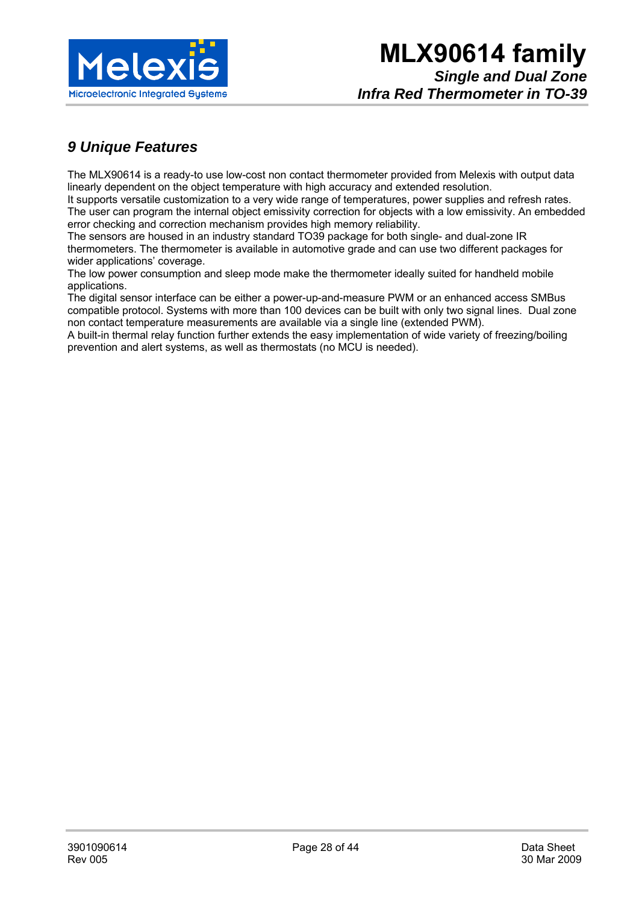## *9 Unique Features*

The MLX90614 is a ready-to use low-cost non contact thermometer provided from Melexis with output data linearly dependent on the object temperature with high accuracy and extended resolution.
It supports versatile customization to a very wide range of temperatures, power supplies and refresh rates.
The user can program the internal object emissivity correction for objects with a low emissivity. An embedded error checking and correction mechanism provides high memory reliability.
The sensors are housed in an industry standard TO39 package for both single- and dual-zone IR thermometers. The thermometer is available in automotive grade and can use two different packages for wider applications' coverage.
The low power consumption and sleep mode make the thermometer ideally suited for handheld mobile applications.
The digital sensor interface can be either a power-up-and-measure PWM or an enhanced access SMBus compatible protocol. Systems with more than 100 devices can be built with only two signal lines. Dual zone non contact temperature measurements are available via a single line (extended PWM).
A built-in thermal relay function further extends the easy implementation of wide variety of freezing/boiling prevention and alert systems, as well as thermostats (no MCU is needed).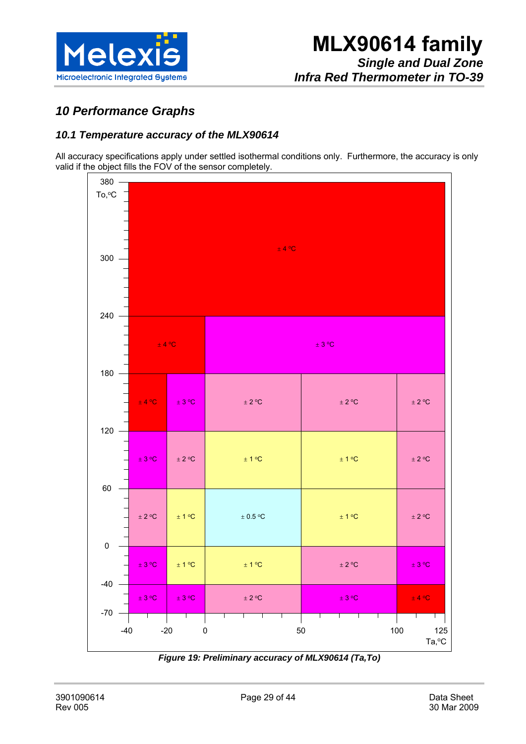## 10 Performance Graphs

### 10.1 Temperature accuracy of the MLX90614

All accuracy specifications apply under settled isothermal conditions only. Furthermore, the accuracy is only valid if the object fills the FOV of the sensor completely.

| To, °C \ Ta, °C | -40 … -20 | -20 … 0 | 0 … 50 | 50 … 100 | 100 … 125 |
|---|---|---|---|---|---|
| 240 … 380 | ± 4 °C | ± 4 °C | ± 4 °C | ± 4 °C | ± 4 °C |
| 180 … 240 | ± 4 °C | ± 4 °C | ± 3 °C | ± 3 °C | ± 3 °C |
| 120 … 180 | ± 4 °C | ± 3 °C | ± 2 °C | ± 2 °C | ± 2 °C |
| 60 … 120 | ± 3 °C | ± 2 °C | ± 1 °C | ± 1 °C | ± 2 °C |
| 0 … 60 | ± 2 °C | ± 1 °C | ± 0.5 °C | ± 1 °C | ± 2 °C |
| -40 … 0 | ± 3 °C | ± 1 °C | ± 1 °C | ± 2 °C | ± 3 °C |
| -70 … -40 | ± 3 °C | ± 3 °C | ± 2 °C | ± 3 °C | ± 4 °C |

*Figure 19: Preliminary accuracy of MLX90614 (Ta,To)*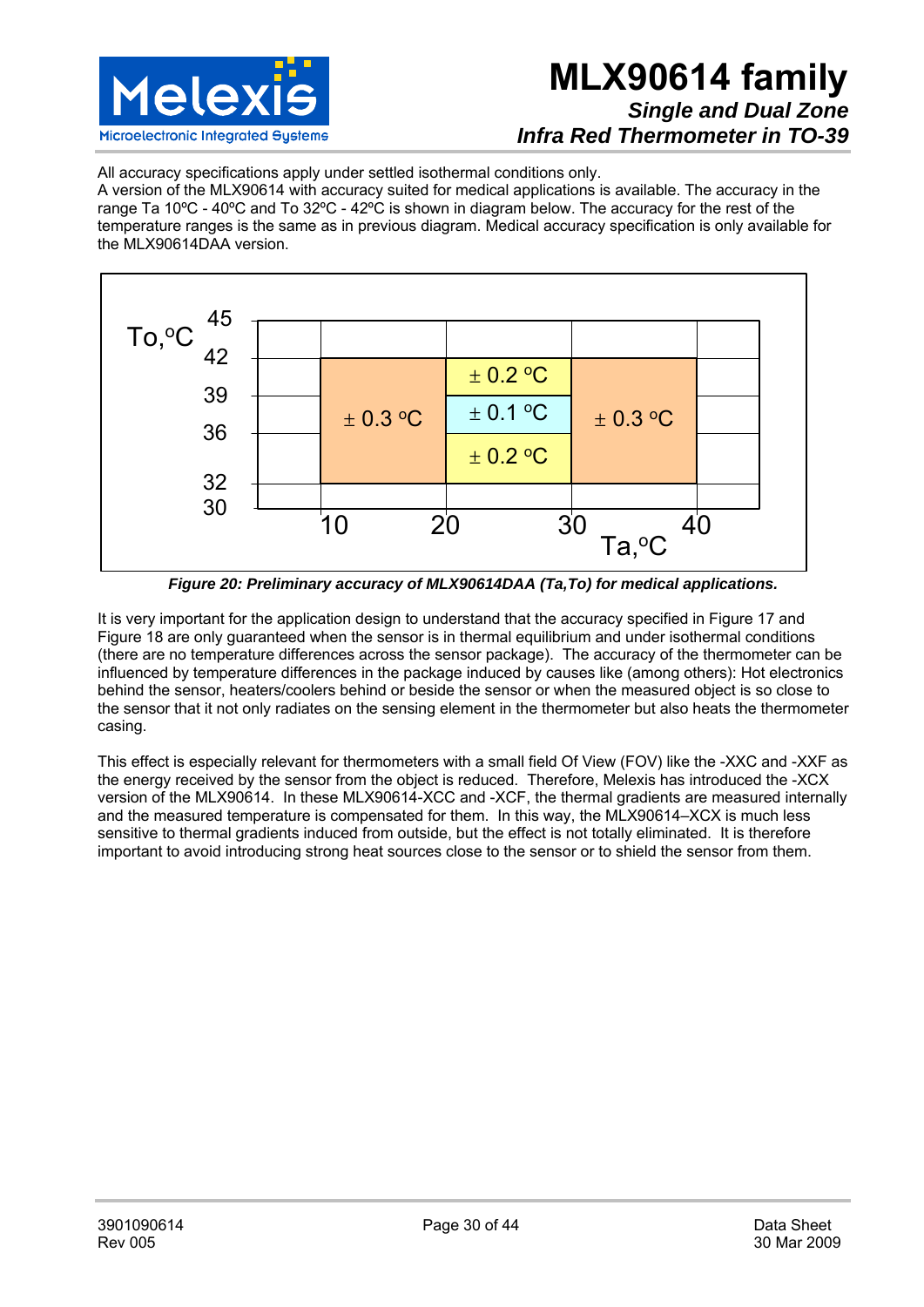All accuracy specifications apply under settled isothermal conditions only.
A version of the MLX90614 with accuracy suited for medical applications is available. The accuracy in the range Ta 10ºC - 40ºC and To 32ºC - 42ºC is shown in diagram below. The accuracy for the rest of the temperature ranges is the same as in previous diagram. Medical accuracy specification is only available for the MLX90614DAA version.

| To, °C \ Ta, °C | 10 – 20 | 20 – 30 | 30 – 40 |
|---|---|---|---|
| 39 – 42 | ± 0.3 °C | ± 0.2 °C | ± 0.3 °C |
| 36 – 39 | ± 0.3 °C | ± 0.1 °C | ± 0.3 °C |
| 32 – 36 | ± 0.3 °C | ± 0.2 °C | ± 0.3 °C |

***Figure 20: Preliminary accuracy of MLX90614DAA (Ta,To) for medical applications.***

It is very important for the application design to understand that the accuracy specified in Figure 17 and Figure 18 are only guaranteed when the sensor is in thermal equilibrium and under isothermal conditions (there are no temperature differences across the sensor package). The accuracy of the thermometer can be influenced by temperature differences in the package induced by causes like (among others): Hot electronics behind the sensor, heaters/coolers behind or beside the sensor or when the measured object is so close to the sensor that it not only radiates on the sensing element in the thermometer but also heats the thermometer casing.

This effect is especially relevant for thermometers with a small field Of View (FOV) like the -XXC and -XXF as the energy received by the sensor from the object is reduced. Therefore, Melexis has introduced the -XCX version of the MLX90614. In these MLX90614-XCC and -XCF, the thermal gradients are measured internally and the measured temperature is compensated for them. In this way, the MLX90614–XCX is much less sensitive to thermal gradients induced from outside, but the effect is not totally eliminated. It is therefore important to avoid introducing strong heat sources close to the sensor or to shield the sensor from them.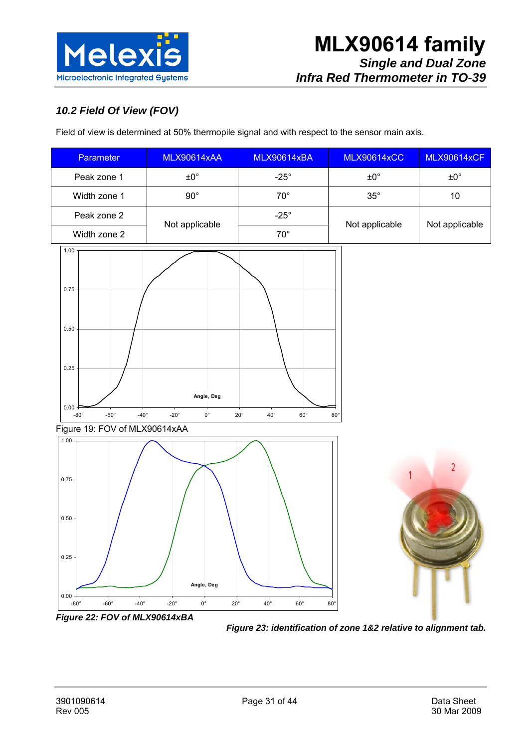## 10.2 Field Of View (FOV)

Field of view is determined at 50% thermopile signal and with respect to the sensor main axis.

| Parameter | MLX90614xAA | MLX90614xBA | MLX90614xCC | MLX90614xCF |
|---|---|---|---|---|
| Peak zone 1 | ±0° | -25° | ±0° | ±0° |
| Width zone 1 | 90° | 70° | 35° | 10 |
| Peak zone 2 | Not applicable | -25° | Not applicable | Not applicable |
| Width zone 2 | | 70° | | |

Figure 19: FOV of MLX90614xAA

*Figure 22: FOV of MLX90614xBA*

*Figure 23: identification of zone 1&2 relative to alignment tab.*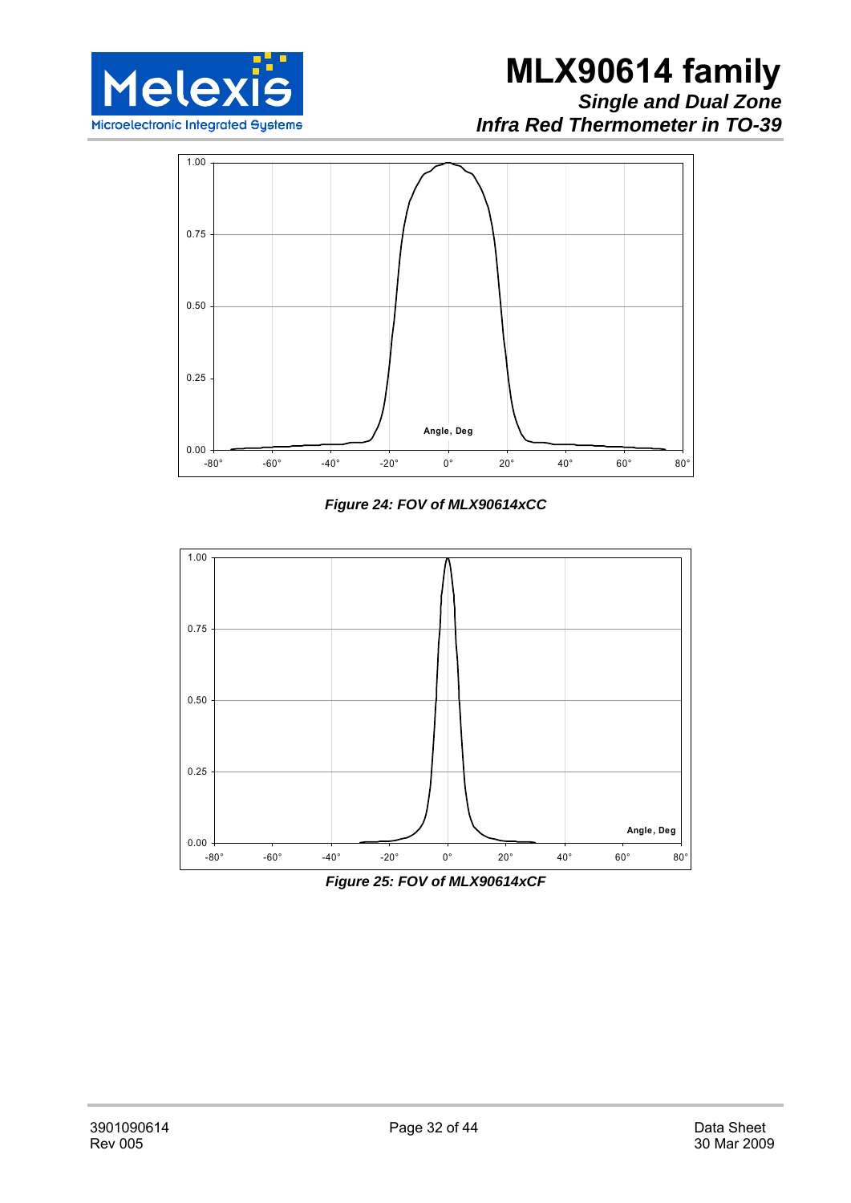*Figure 24: FOV of MLX90614xCC*

*Figure 25: FOV of MLX90614xCF*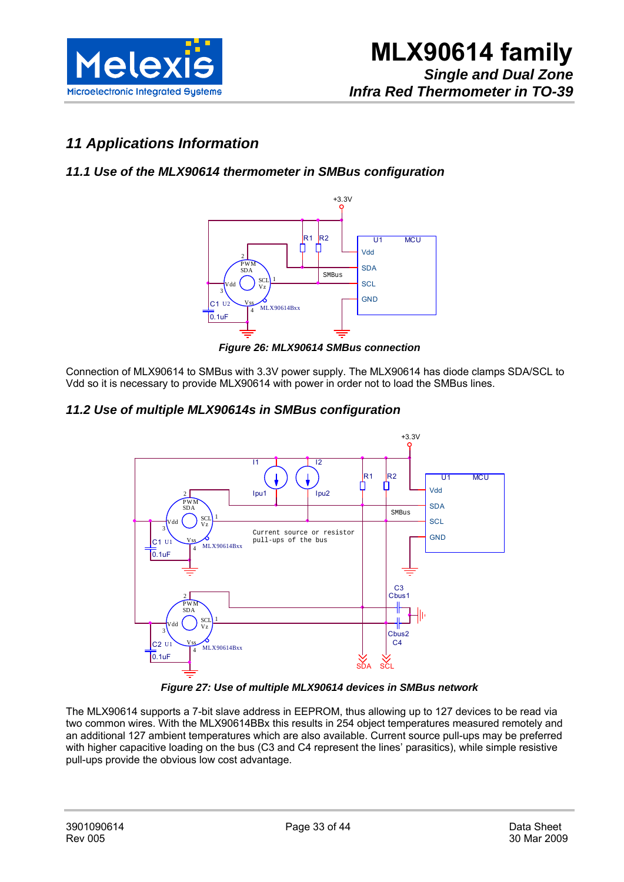# 11 Applications Information

## 11.1 Use of the MLX90614 thermometer in SMBus configuration

*Figure 26: MLX90614 SMBus connection*

Connection of MLX90614 to SMBus with 3.3V power supply. The MLX90614 has diode clamps SDA/SCL to Vdd so it is necessary to provide MLX90614 with power in order not to load the SMBus lines.

## 11.2 Use of multiple MLX90614s in SMBus configuration

*Figure 27: Use of multiple MLX90614 devices in SMBus network*

The MLX90614 supports a 7-bit slave address in EEPROM, thus allowing up to 127 devices to be read via two common wires. With the MLX90614BBx this results in 254 object temperatures measured remotely and an additional 127 ambient temperatures which are also available. Current source pull-ups may be preferred with higher capacitive loading on the bus (C3 and C4 represent the lines' parasitics), while simple resistive pull-ups provide the obvious low cost advantage.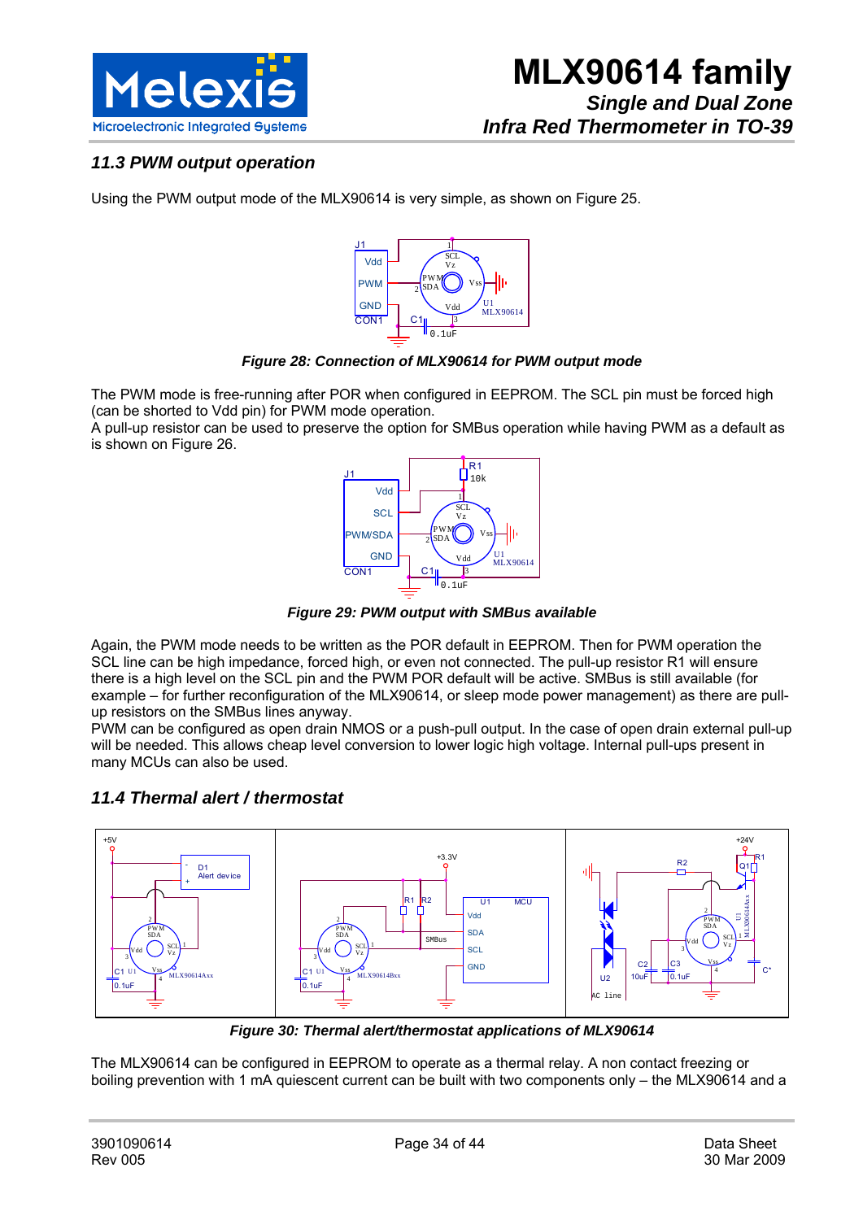## 11.3 PWM output operation

Using the PWM output mode of the MLX90614 is very simple, as shown on Figure 25.

*Figure 28: Connection of MLX90614 for PWM output mode*

The PWM mode is free-running after POR when configured in EEPROM. The SCL pin must be forced high (can be shorted to Vdd pin) for PWM mode operation.
A pull-up resistor can be used to preserve the option for SMBus operation while having PWM as a default as is shown on Figure 26.

*Figure 29: PWM output with SMBus available*

Again, the PWM mode needs to be written as the POR default in EEPROM. Then for PWM operation the SCL line can be high impedance, forced high, or even not connected. The pull-up resistor R1 will ensure there is a high level on the SCL pin and the PWM POR default will be active. SMBus is still available (for example – for further reconfiguration of the MLX90614, or sleep mode power management) as there are pull-up resistors on the SMBus lines anyway.
PWM can be configured as open drain NMOS or a push-pull output. In the case of open drain external pull-up will be needed. This allows cheap level conversion to lower logic high voltage. Internal pull-ups present in many MCUs can also be used.

## 11.4 Thermal alert / thermostat

*Figure 30: Thermal alert/thermostat applications of MLX90614*

The MLX90614 can be configured in EEPROM to operate as a thermal relay. A non contact freezing or boiling prevention with 1 mA quiescent current can be built with two components only – the MLX90614 and a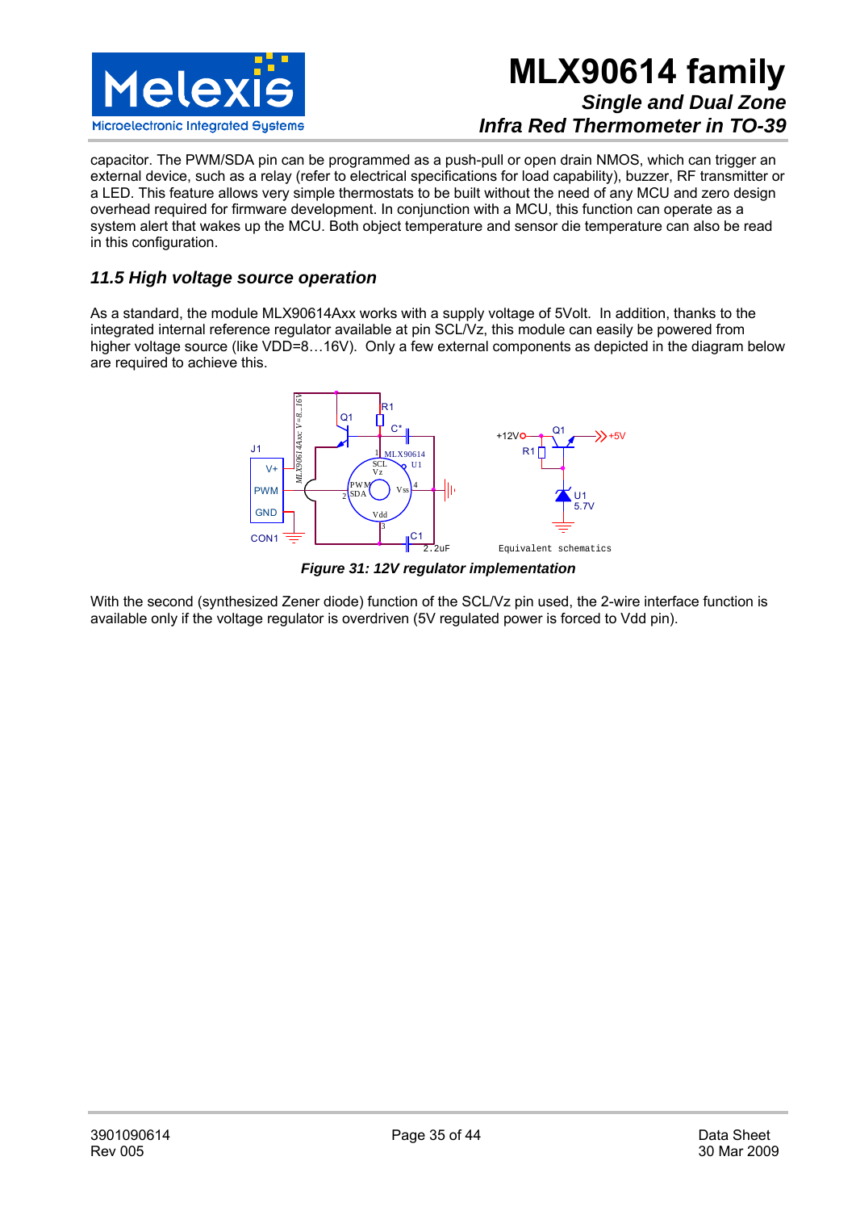capacitor. The PWM/SDA pin can be programmed as a push-pull or open drain NMOS, which can trigger an external device, such as a relay (refer to electrical specifications for load capability), buzzer, RF transmitter or a LED. This feature allows very simple thermostats to be built without the need of any MCU and zero design overhead required for firmware development. In conjunction with a MCU, this function can operate as a system alert that wakes up the MCU. Both object temperature and sensor die temperature can also be read in this configuration.

## *11.5 High voltage source operation*

As a standard, the module MLX90614Axx works with a supply voltage of 5Volt. In addition, thanks to the integrated internal reference regulator available at pin SCL/Vz, this module can easily be powered from higher voltage source (like VDD=8…16V). Only a few external components as depicted in the diagram below are required to achieve this.

***Figure 31: 12V regulator implementation***

With the second (synthesized Zener diode) function of the SCL/Vz pin used, the 2-wire interface function is available only if the voltage regulator is overdriven (5V regulated power is forced to Vdd pin).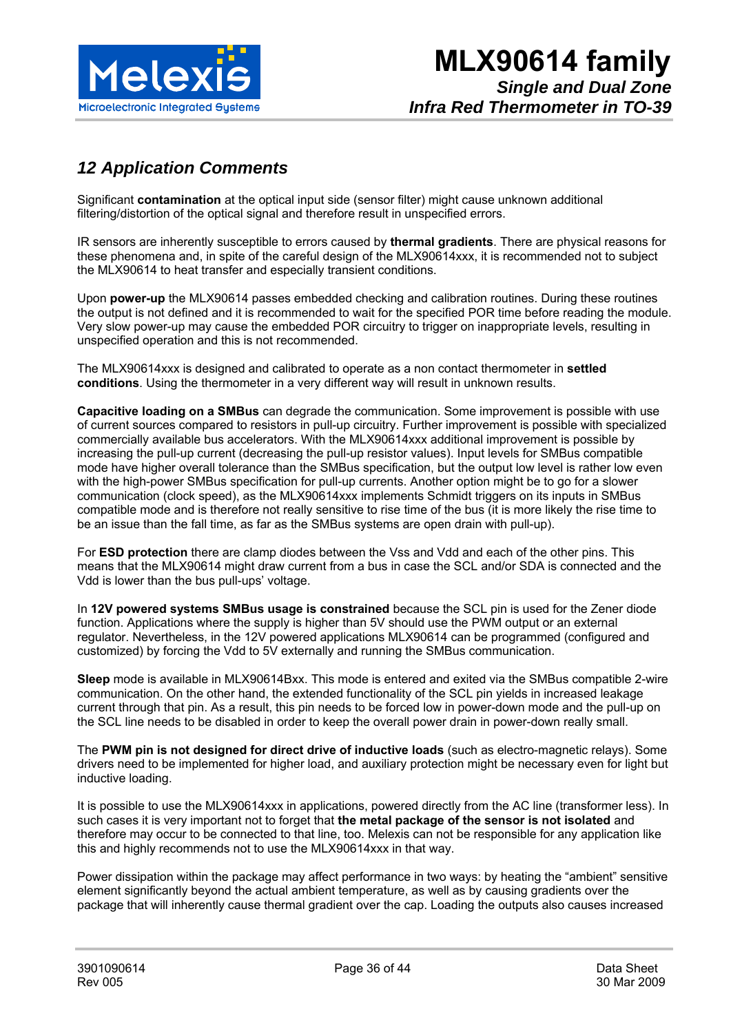## *12 Application Comments*

Significant **contamination** at the optical input side (sensor filter) might cause unknown additional filtering/distortion of the optical signal and therefore result in unspecified errors.

IR sensors are inherently susceptible to errors caused by **thermal gradients**. There are physical reasons for these phenomena and, in spite of the careful design of the MLX90614xxx, it is recommended not to subject the MLX90614 to heat transfer and especially transient conditions.

Upon **power-up** the MLX90614 passes embedded checking and calibration routines. During these routines the output is not defined and it is recommended to wait for the specified POR time before reading the module. Very slow power-up may cause the embedded POR circuitry to trigger on inappropriate levels, resulting in unspecified operation and this is not recommended.

The MLX90614xxx is designed and calibrated to operate as a non contact thermometer in **settled conditions**. Using the thermometer in a very different way will result in unknown results.

**Capacitive loading on a SMBus** can degrade the communication. Some improvement is possible with use of current sources compared to resistors in pull-up circuitry. Further improvement is possible with specialized commercially available bus accelerators. With the MLX90614xxx additional improvement is possible by increasing the pull-up current (decreasing the pull-up resistor values). Input levels for SMBus compatible mode have higher overall tolerance than the SMBus specification, but the output low level is rather low even with the high-power SMBus specification for pull-up currents. Another option might be to go for a slower communication (clock speed), as the MLX90614xxx implements Schmidt triggers on its inputs in SMBus compatible mode and is therefore not really sensitive to rise time of the bus (it is more likely the rise time to be an issue than the fall time, as far as the SMBus systems are open drain with pull-up).

For **ESD protection** there are clamp diodes between the Vss and Vdd and each of the other pins. This means that the MLX90614 might draw current from a bus in case the SCL and/or SDA is connected and the Vdd is lower than the bus pull-ups' voltage.

In **12V powered systems SMBus usage is constrained** because the SCL pin is used for the Zener diode function. Applications where the supply is higher than 5V should use the PWM output or an external regulator. Nevertheless, in the 12V powered applications MLX90614 can be programmed (configured and customized) by forcing the Vdd to 5V externally and running the SMBus communication.

**Sleep** mode is available in MLX90614Bxx. This mode is entered and exited via the SMBus compatible 2-wire communication. On the other hand, the extended functionality of the SCL pin yields in increased leakage current through that pin. As a result, this pin needs to be forced low in power-down mode and the pull-up on the SCL line needs to be disabled in order to keep the overall power drain in power-down really small.

The **PWM pin is not designed for direct drive of inductive loads** (such as electro-magnetic relays). Some drivers need to be implemented for higher load, and auxiliary protection might be necessary even for light but inductive loading.

It is possible to use the MLX90614xxx in applications, powered directly from the AC line (transformer less). In such cases it is very important not to forget that **the metal package of the sensor is not isolated** and therefore may occur to be connected to that line, too. Melexis can not be responsible for any application like this and highly recommends not to use the MLX90614xxx in that way.

Power dissipation within the package may affect performance in two ways: by heating the "ambient" sensitive element significantly beyond the actual ambient temperature, as well as by causing gradients over the package that will inherently cause thermal gradient over the cap. Loading the outputs also causes increased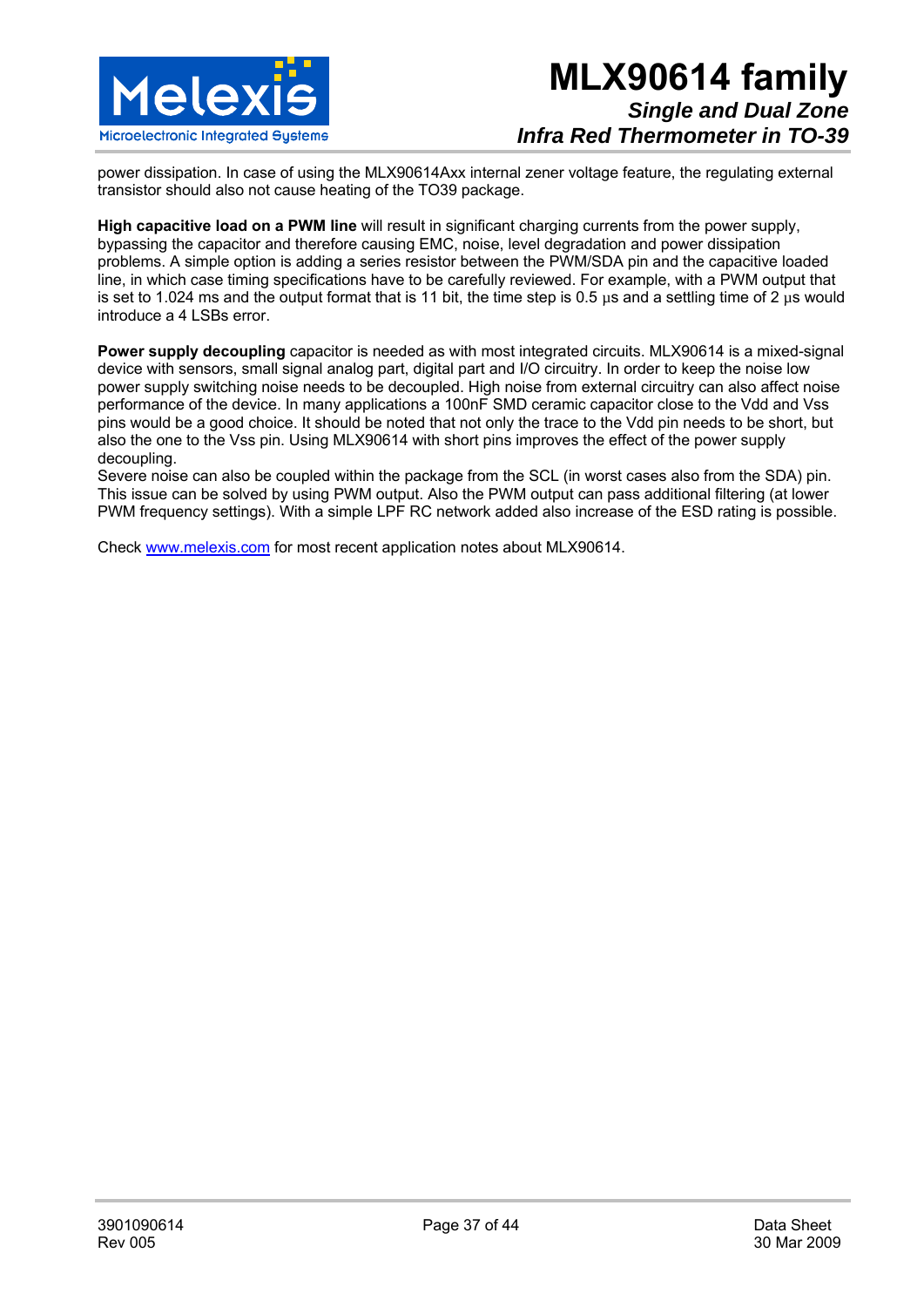power dissipation. In case of using the MLX90614Axx internal zener voltage feature, the regulating external transistor should also not cause heating of the TO39 package.

**High capacitive load on a PWM line** will result in significant charging currents from the power supply, bypassing the capacitor and therefore causing EMC, noise, level degradation and power dissipation problems. A simple option is adding a series resistor between the PWM/SDA pin and the capacitive loaded line, in which case timing specifications have to be carefully reviewed. For example, with a PWM output that is set to 1.024 ms and the output format that is 11 bit, the time step is 0.5 µs and a settling time of 2 µs would introduce a 4 LSBs error.

**Power supply decoupling** capacitor is needed as with most integrated circuits. MLX90614 is a mixed-signal device with sensors, small signal analog part, digital part and I/O circuitry. In order to keep the noise low power supply switching noise needs to be decoupled. High noise from external circuitry can also affect noise performance of the device. In many applications a 100nF SMD ceramic capacitor close to the Vdd and Vss pins would be a good choice. It should be noted that not only the trace to the Vdd pin needs to be short, but also the one to the Vss pin. Using MLX90614 with short pins improves the effect of the power supply decoupling.
Severe noise can also be coupled within the package from the SCL (in worst cases also from the SDA) pin. This issue can be solved by using PWM output. Also the PWM output can pass additional filtering (at lower PWM frequency settings). With a simple LPF RC network added also increase of the ESD rating is possible.

Check [www.melexis.com](http://www.melexis.com) for most recent application notes about MLX90614.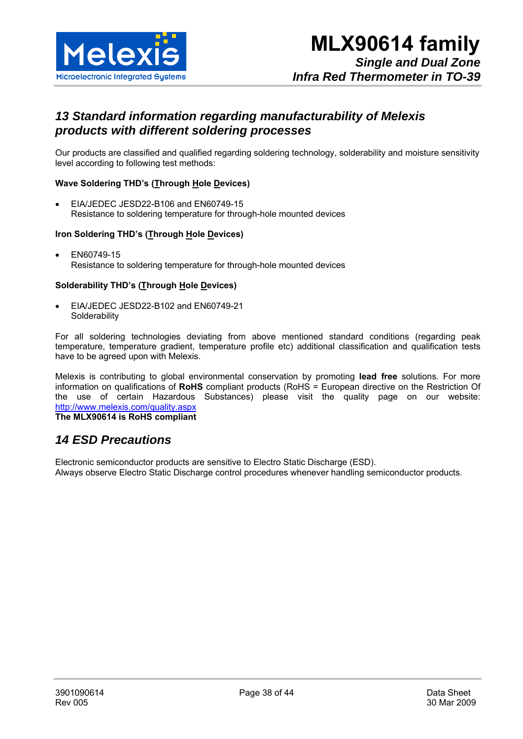## *13 Standard information regarding manufacturability of Melexis products with different soldering processes*

Our products are classified and qualified regarding soldering technology, solderability and moisture sensitivity level according to following test methods:

**Wave Soldering THD's (Through Hole Devices)**

- EIA/JEDEC JESD22-B106 and EN60749-15
  Resistance to soldering temperature for through-hole mounted devices

**Iron Soldering THD's (Through Hole Devices)**

- EN60749-15
  Resistance to soldering temperature for through-hole mounted devices

**Solderability THD's (Through Hole Devices)**

- EIA/JEDEC JESD22-B102 and EN60749-21
  Solderability

For all soldering technologies deviating from above mentioned standard conditions (regarding peak temperature, temperature gradient, temperature profile etc) additional classification and qualification tests have to be agreed upon with Melexis.

Melexis is contributing to global environmental conservation by promoting **lead free** solutions. For more information on qualifications of **RoHS** compliant products (RoHS = European directive on the Restriction Of the use of certain Hazardous Substances) please visit the quality page on our website: http://www.melexis.com/quality.aspx
**The MLX90614 is RoHS compliant**

## *14 ESD Precautions*

Electronic semiconductor products are sensitive to Electro Static Discharge (ESD).
Always observe Electro Static Discharge control procedures whenever handling semiconductor products.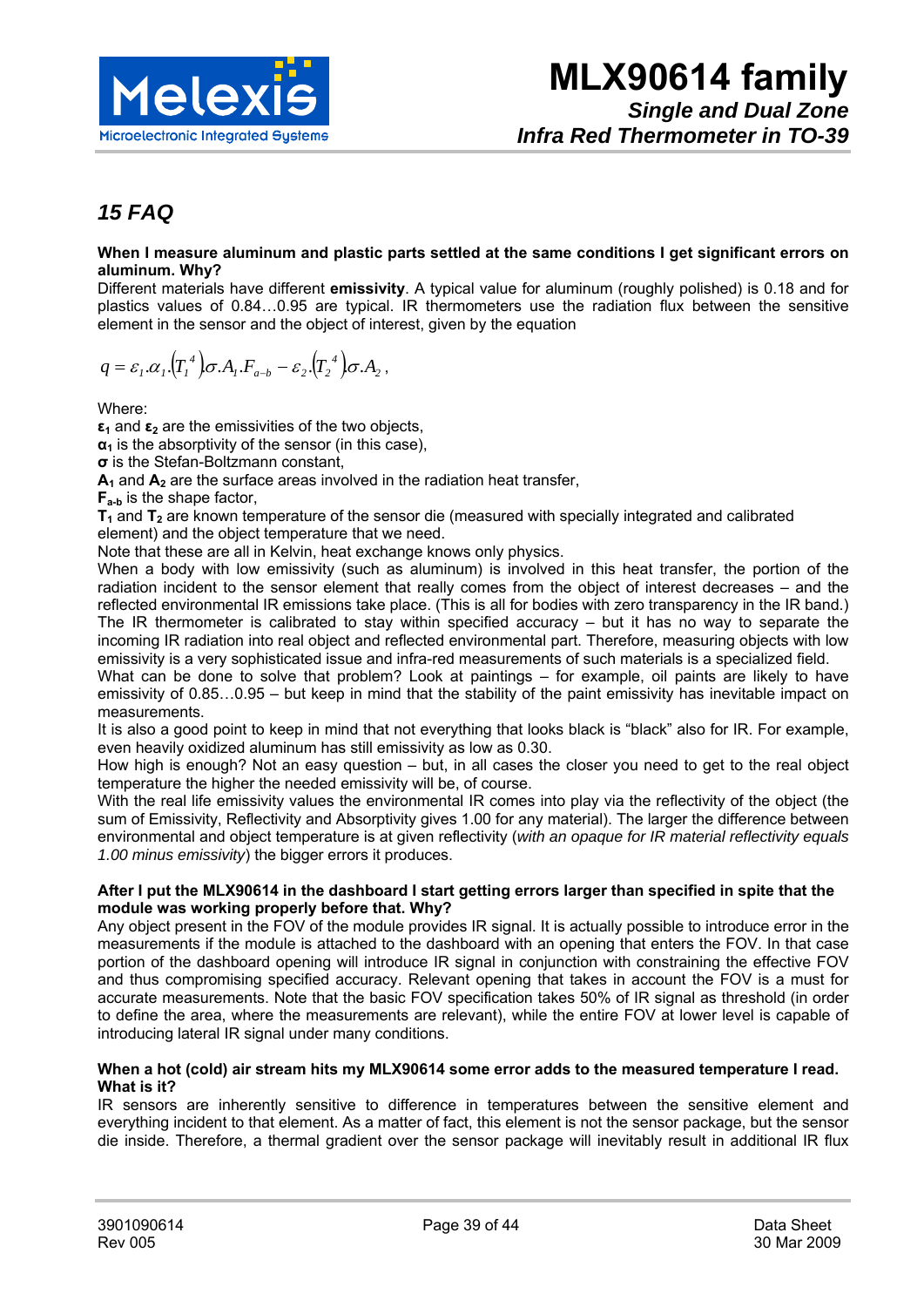# 15 FAQ

**When I measure aluminum and plastic parts settled at the same conditions I get significant errors on aluminum. Why?**

Different materials have different **emissivity**. A typical value for aluminum (roughly polished) is 0.18 and for plastics values of 0.84…0.95 are typical. IR thermometers use the radiation flux between the sensitive element in the sensor and the object of interest, given by the equation

$$q = \varepsilon_1 . \alpha_1 . \left(T_1^{\ 4}\right) \sigma . A_1 . F_{a-b} - \varepsilon_2 . \left(T_2^{\ 4}\right) \sigma . A_2 \, ,$$

Where:

$\boldsymbol{\varepsilon_1}$ and $\boldsymbol{\varepsilon_2}$ are the emissivities of the two objects,

$\boldsymbol{\alpha_1}$ is the absorptivity of the sensor (in this case),

$\boldsymbol{\sigma}$ is the Stefan-Boltzmann constant,

$\mathbf{A_1}$ and $\mathbf{A_2}$ are the surface areas involved in the radiation heat transfer,

$\mathbf{F_{a-b}}$ is the shape factor,

$\mathbf{T_1}$ and $\mathbf{T_2}$ are known temperature of the sensor die (measured with specially integrated and calibrated element) and the object temperature that we need.

Note that these are all in Kelvin, heat exchange knows only physics.

When a body with low emissivity (such as aluminum) is involved in this heat transfer, the portion of the radiation incident to the sensor element that really comes from the object of interest decreases – and the reflected environmental IR emissions take place. (This is all for bodies with zero transparency in the IR band.) The IR thermometer is calibrated to stay within specified accuracy – but it has no way to separate the incoming IR radiation into real object and reflected environmental part. Therefore, measuring objects with low emissivity is a very sophisticated issue and infra-red measurements of such materials is a specialized field.

What can be done to solve that problem? Look at paintings – for example, oil paints are likely to have emissivity of 0.85…0.95 – but keep in mind that the stability of the paint emissivity has inevitable impact on measurements.

It is also a good point to keep in mind that not everything that looks black is “black” also for IR. For example, even heavily oxidized aluminum has still emissivity as low as 0.30.

How high is enough? Not an easy question – but, in all cases the closer you need to get to the real object temperature the higher the needed emissivity will be, of course.

With the real life emissivity values the environmental IR comes into play via the reflectivity of the object (the sum of Emissivity, Reflectivity and Absorptivity gives 1.00 for any material). The larger the difference between environmental and object temperature is at given reflectivity (*with an opaque for IR material reflectivity equals 1.00 minus emissivity*) the bigger errors it produces.

**After I put the MLX90614 in the dashboard I start getting errors larger than specified in spite that the module was working properly before that. Why?**

Any object present in the FOV of the module provides IR signal. It is actually possible to introduce error in the measurements if the module is attached to the dashboard with an opening that enters the FOV. In that case portion of the dashboard opening will introduce IR signal in conjunction with constraining the effective FOV and thus compromising specified accuracy. Relevant opening that takes in account the FOV is a must for accurate measurements. Note that the basic FOV specification takes 50% of IR signal as threshold (in order to define the area, where the measurements are relevant), while the entire FOV at lower level is capable of introducing lateral IR signal under many conditions.

**When a hot (cold) air stream hits my MLX90614 some error adds to the measured temperature I read. What is it?**

IR sensors are inherently sensitive to difference in temperatures between the sensitive element and everything incident to that element. As a matter of fact, this element is not the sensor package, but the sensor die inside. Therefore, a thermal gradient over the sensor package will inevitably result in additional IR flux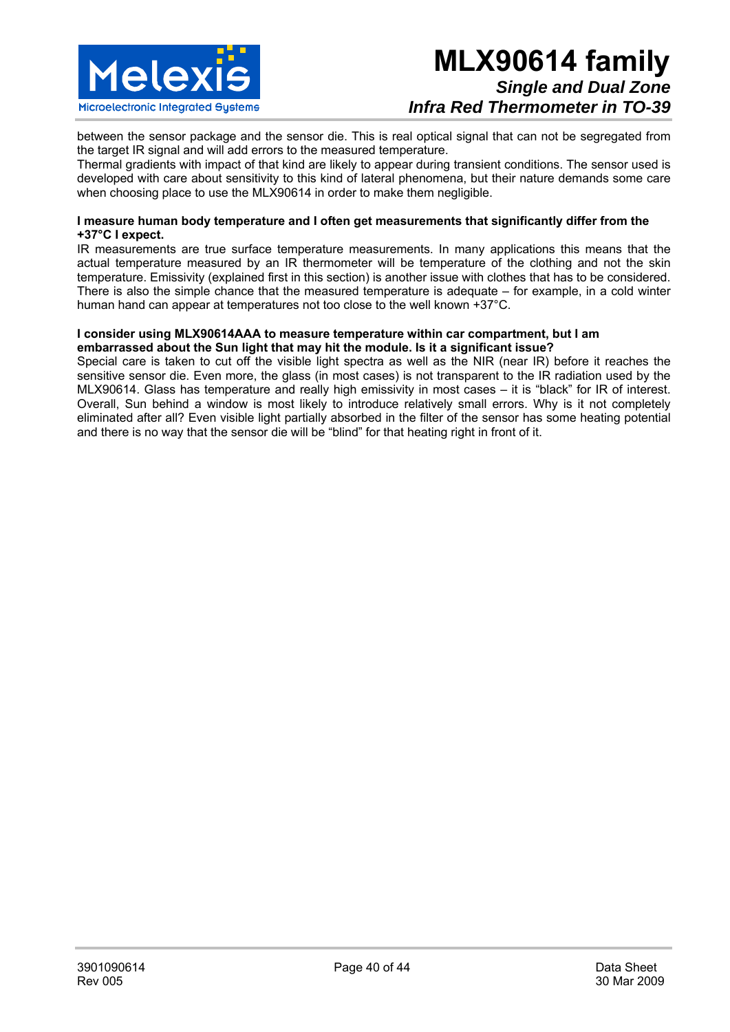between the sensor package and the sensor die. This is real optical signal that can not be segregated from the target IR signal and will add errors to the measured temperature.

Thermal gradients with impact of that kind are likely to appear during transient conditions. The sensor used is developed with care about sensitivity to this kind of lateral phenomena, but their nature demands some care when choosing place to use the MLX90614 in order to make them negligible.

**I measure human body temperature and I often get measurements that significantly differ from the +37°C I expect.**

IR measurements are true surface temperature measurements. In many applications this means that the actual temperature measured by an IR thermometer will be temperature of the clothing and not the skin temperature. Emissivity (explained first in this section) is another issue with clothes that has to be considered. There is also the simple chance that the measured temperature is adequate – for example, in a cold winter human hand can appear at temperatures not too close to the well known +37°C.

**I consider using MLX90614AAA to measure temperature within car compartment, but I am embarrassed about the Sun light that may hit the module. Is it a significant issue?**

Special care is taken to cut off the visible light spectra as well as the NIR (near IR) before it reaches the sensitive sensor die. Even more, the glass (in most cases) is not transparent to the IR radiation used by the MLX90614. Glass has temperature and really high emissivity in most cases – it is "black" for IR of interest. Overall, Sun behind a window is most likely to introduce relatively small errors. Why is it not completely eliminated after all? Even visible light partially absorbed in the filter of the sensor has some heating potential and there is no way that the sensor die will be "blind" for that heating right in front of it.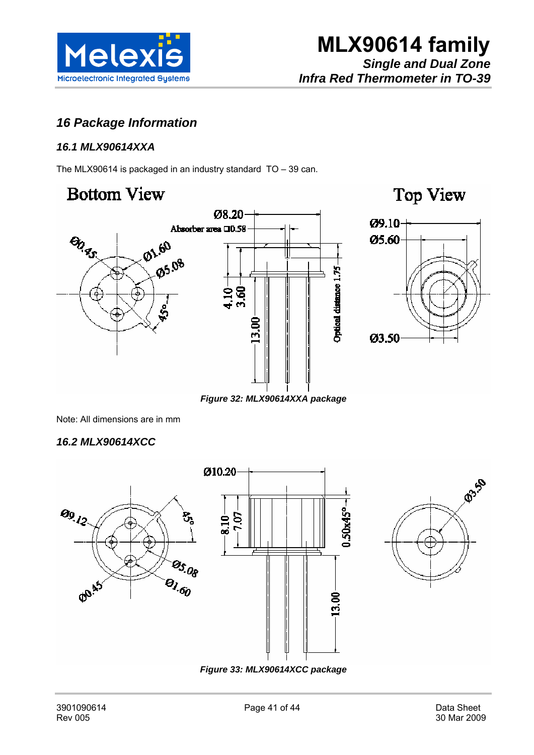## 16 Package Information

### 16.1 MLX90614XXA

The MLX90614 is packaged in an industry standard TO – 39 can.

*Figure 32: MLX90614XXA package*

Note: All dimensions are in mm

### 16.2 MLX90614XCC

*Figure 33: MLX90614XCC package*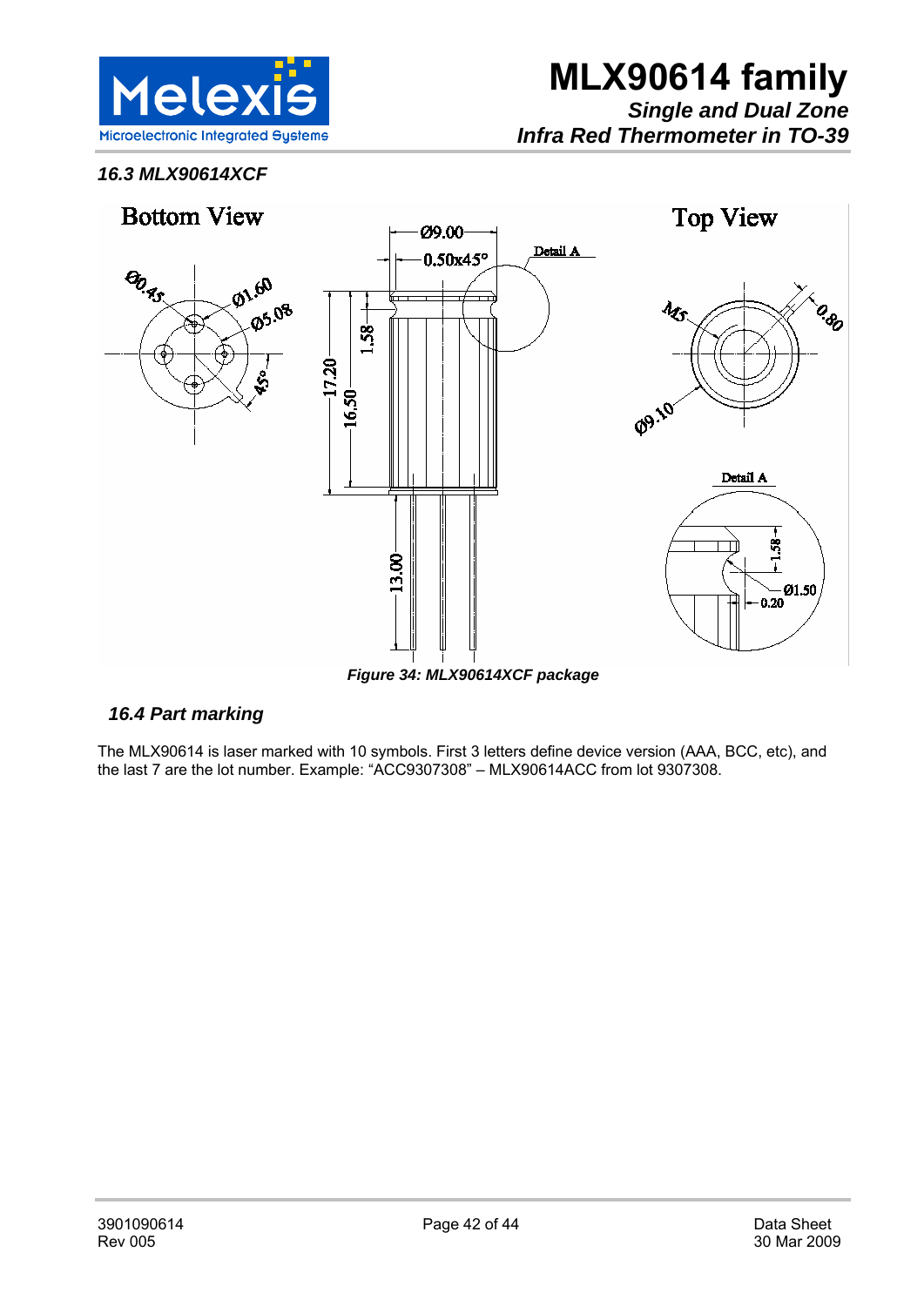### 16.3 MLX90614XCF

*Figure 34: MLX90614XCF package*

### 16.4 Part marking

The MLX90614 is laser marked with 10 symbols. First 3 letters define device version (AAA, BCC, etc), and the last 7 are the lot number. Example: “ACC9307308” – MLX90614ACC from lot 9307308.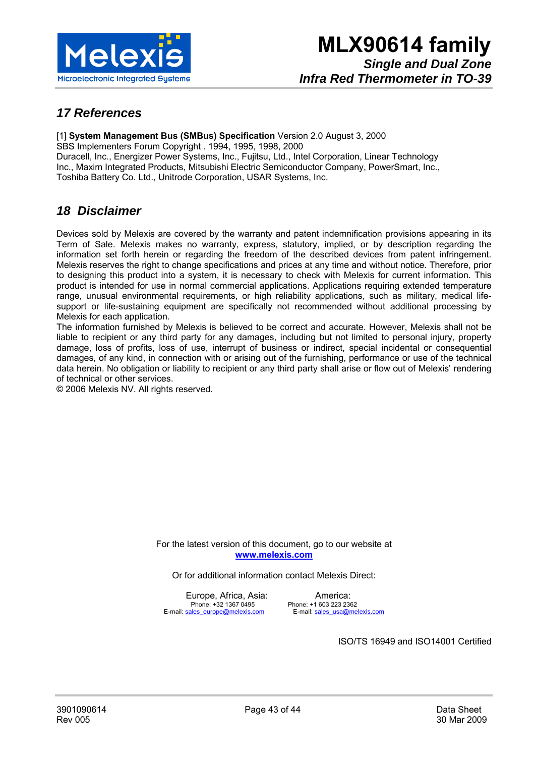## *17 References*

[1] **System Management Bus (SMBus) Specification** Version 2.0 August 3, 2000
SBS Implementers Forum Copyright . 1994, 1995, 1998, 2000
Duracell, Inc., Energizer Power Systems, Inc., Fujitsu, Ltd., Intel Corporation, Linear Technology Inc., Maxim Integrated Products, Mitsubishi Electric Semiconductor Company, PowerSmart, Inc., Toshiba Battery Co. Ltd., Unitrode Corporation, USAR Systems, Inc.

## *18 Disclaimer*

Devices sold by Melexis are covered by the warranty and patent indemnification provisions appearing in its Term of Sale. Melexis makes no warranty, express, statutory, implied, or by description regarding the information set forth herein or regarding the freedom of the described devices from patent infringement. Melexis reserves the right to change specifications and prices at any time and without notice. Therefore, prior to designing this product into a system, it is necessary to check with Melexis for current information. This product is intended for use in normal commercial applications. Applications requiring extended temperature range, unusual environmental requirements, or high reliability applications, such as military, medical life-support or life-sustaining equipment are specifically not recommended without additional processing by Melexis for each application.
The information furnished by Melexis is believed to be correct and accurate. However, Melexis shall not be liable to recipient or any third party for any damages, including but not limited to personal injury, property damage, loss of profits, loss of use, interrupt of business or indirect, special incidental or consequential damages, of any kind, in connection with or arising out of the furnishing, performance or use of the technical data herein. No obligation or liability to recipient or any third party shall arise or flow out of Melexis' rendering of technical or other services.
© 2006 Melexis NV. All rights reserved.

For the latest version of this document, go to our website at
**www.melexis.com**

Or for additional information contact Melexis Direct:

Europe, Africa, Asia:
Phone: +32 1367 0495
E-mail: sales_europe@melexis.com

America:
Phone: +1 603 223 2362
E-mail: sales_usa@melexis.com

ISO/TS 16949 and ISO14001 Certified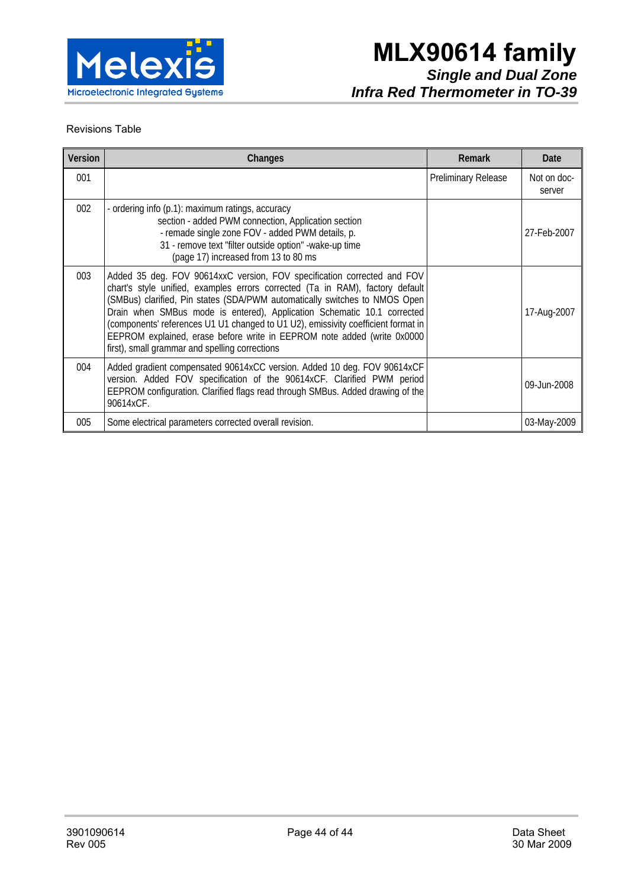Revisions Table

| Version | Changes | Remark | Date |
|---|---|---|---|
| 001 | | Preliminary Release | Not on doc-server |
| 002 | - ordering info (p.1): maximum ratings, accuracy section - added PWM connection, Application section - remade single zone FOV - added PWM details, p. 31 - remove text "filter outside option" -wake-up time (page 17) increased from 13 to 80 ms | | 27-Feb-2007 |
| 003 | Added 35 deg. FOV 90614xxC version, FOV specification corrected and FOV chart's style unified, examples errors corrected (Ta in RAM), factory default (SMBus) clarified, Pin states (SDA/PWM automatically switches to NMOS Open Drain when SMBus mode is entered), Application Schematic 10.1 corrected (components' references U1 U1 changed to U1 U2), emissivity coefficient format in EEPROM explained, erase before write in EEPROM note added (write 0x0000 first), small grammar and spelling corrections | | 17-Aug-2007 |
| 004 | Added gradient compensated 90614xCC version. Added 10 deg. FOV 90614xCF version. Added FOV specification of the 90614xCF. Clarified PWM period EEPROM configuration. Clarified flags read through SMBus. Added drawing of the 90614xCF. | | 09-Jun-2008 |
| 005 | Some electrical parameters corrected overall revision. | | 03-May-2009 |